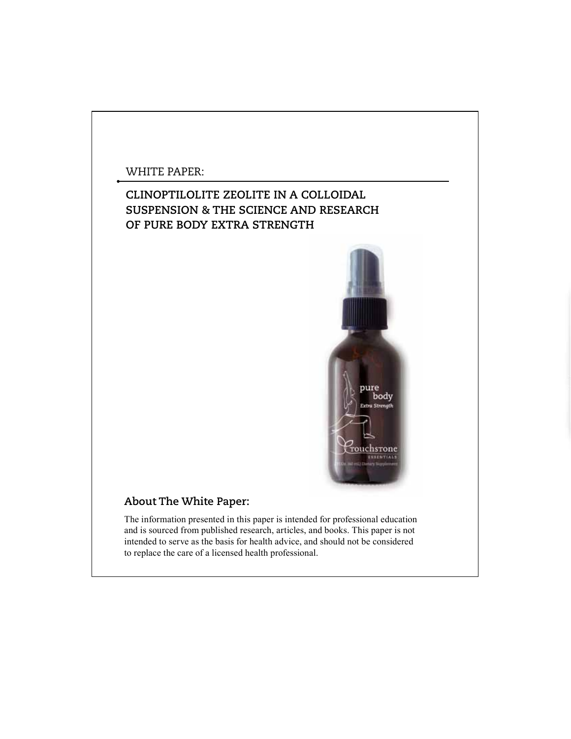WHITE PAPER:

# CLINOPTILOLITE ZEOLITE IN A COLLOIDAL SUSPENSION & THE SCIENCE AND RESEARCH OF PURE BODY EXTRA STRENGTH

## About The White Paper:

The information presented in this paper is intended for professional education and is sourced from published research, articles, and books. This paper is not intended to serve as the basis for health advice, and should not be considered to replace the care of a licensed health professional.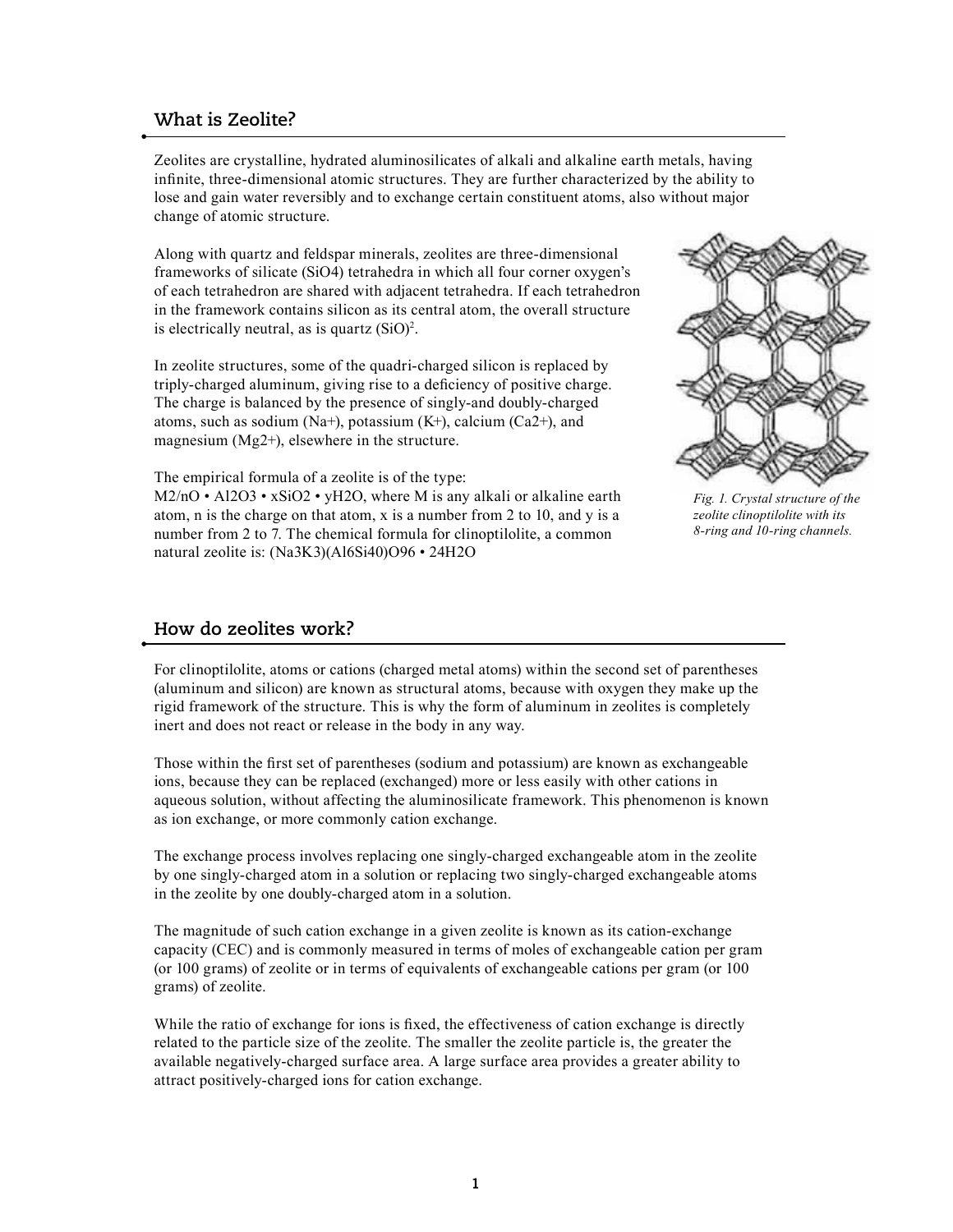## What is Zeolite?

Zeolites are crystalline, hydrated aluminosilicates of alkali and alkaline earth metals, having infinite, three-dimensional atomic structures. They are further characterized by the ability to lose and gain water reversibly and to exchange certain constituent atoms, also without major change of atomic structure.

Along with quartz and feldspar minerals, zeolites are three-dimensional frameworks of silicate ($SiO_4$) tetrahedra in which all four corner oxygen's of each tetrahedron are shared with adjacent tetrahedra. If each tetrahedron in the framework contains silicon as its central atom, the overall structure is electrically neutral, as is quartz $(SiO)^2$.

In zeolite structures, some of the quadri-charged silicon is replaced by triply-charged aluminum, giving rise to a deficiency of positive charge. The charge is balanced by the presence of singly-and doubly-charged atoms, such as sodium ($Na^+$), potassium ($K^+$), calcium ($Ca^{2+}$), and magnesium ($Mg^{2+}$), elsewhere in the structure.

The empirical formula of a zeolite is of the type:
$M_{2/n}O \cdot Al_2O_3 \cdot xSiO_2 \cdot yH_2O$, where M is any alkali or alkaline earth atom, n is the charge on that atom, x is a number from 2 to 10, and y is a number from 2 to 7. The chemical formula for clinoptilolite, a common natural zeolite is: $(Na_3K_3)(Al_6Si_{40})O_{96} \cdot 24H_2O$

*Fig. 1. Crystal structure of the zeolite clinoptilolite with its 8-ring and 10-ring channels.*

## How do zeolites work?

For clinoptilolite, atoms or cations (charged metal atoms) within the second set of parentheses (aluminum and silicon) are known as structural atoms, because with oxygen they make up the rigid framework of the structure. This is why the form of aluminum in zeolites is completely inert and does not react or release in the body in any way.

Those within the first set of parentheses (sodium and potassium) are known as exchangeable ions, because they can be replaced (exchanged) more or less easily with other cations in aqueous solution, without affecting the aluminosilicate framework. This phenomenon is known as ion exchange, or more commonly cation exchange.

The exchange process involves replacing one singly-charged exchangeable atom in the zeolite by one singly-charged atom in a solution or replacing two singly-charged exchangeable atoms in the zeolite by one doubly-charged atom in a solution.

The magnitude of such cation exchange in a given zeolite is known as its cation-exchange capacity (CEC) and is commonly measured in terms of moles of exchangeable cation per gram (or 100 grams) of zeolite or in terms of equivalents of exchangeable cations per gram (or 100 grams) of zeolite.

While the ratio of exchange for ions is fixed, the effectiveness of cation exchange is directly related to the particle size of the zeolite. The smaller the zeolite particle is, the greater the available negatively-charged surface area. A large surface area provides a greater ability to attract positively-charged ions for cation exchange.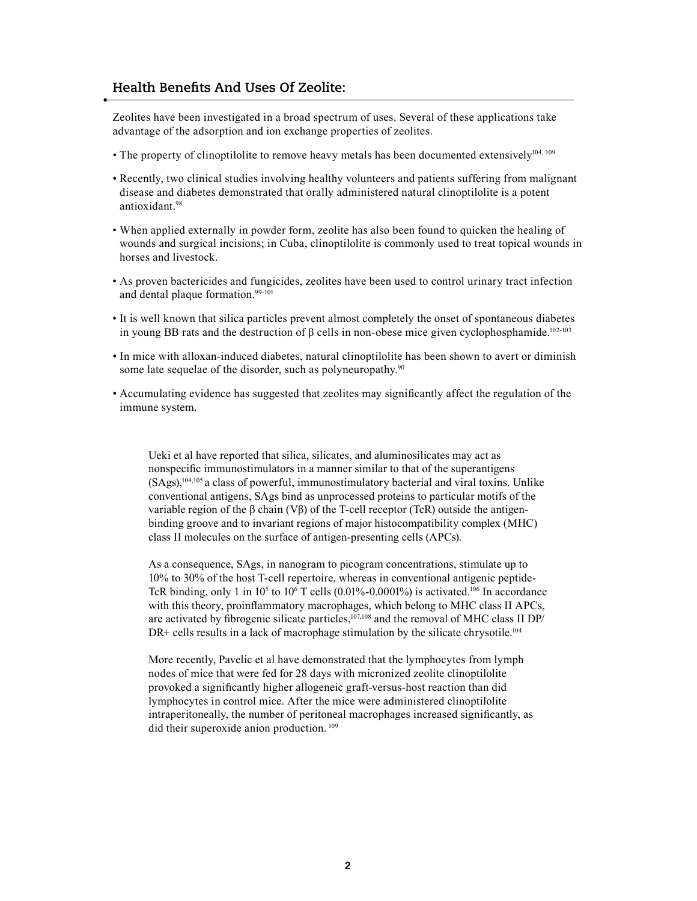## Health Benefits And Uses Of Zeolite:

Zeolites have been investigated in a broad spectrum of uses. Several of these applications take advantage of the adsorption and ion exchange properties of zeolites.

- The property of clinoptilolite to remove heavy metals has been documented extensively[104, 109]
- Recently, two clinical studies involving healthy volunteers and patients suffering from malignant disease and diabetes demonstrated that orally administered natural clinoptilolite is a potent antioxidant.[98]
- When applied externally in powder form, zeolite has also been found to quicken the healing of wounds and surgical incisions; in Cuba, clinoptilolite is commonly used to treat topical wounds in horses and livestock.
- As proven bactericides and fungicides, zeolites have been used to control urinary tract infection and dental plaque formation.[99-101]
- It is well known that silica particles prevent almost completely the onset of spontaneous diabetes in young BB rats and the destruction of β cells in non-obese mice given cyclophosphamide.[102-103]
- In mice with alloxan-induced diabetes, natural clinoptilolite has been shown to avert or diminish some late sequelae of the disorder, such as polyneuropathy.[90]
- Accumulating evidence has suggested that zeolites may significantly affect the regulation of the immune system.

Ueki et al have reported that silica, silicates, and aluminosilicates may act as nonspecific immunostimulators in a manner similar to that of the superantigens (SAgs),[104,105] a class of powerful, immunostimulatory bacterial and viral toxins. Unlike conventional antigens, SAgs bind as unprocessed proteins to particular motifs of the variable region of the β chain (Vβ) of the T-cell receptor (TcR) outside the antigen-binding groove and to invariant regions of major histocompatibility complex (MHC) class II molecules on the surface of antigen-presenting cells (APCs).

As a consequence, SAgs, in nanogram to picogram concentrations, stimulate up to 10% to 30% of the host T-cell repertoire, whereas in conventional antigenic peptide-TcR binding, only 1 in $10^5$ to $10^6$ T cells (0.01%-0.0001%) is activated.[106] In accordance with this theory, proinflammatory macrophages, which belong to MHC class II APCs, are activated by fibrogenic silicate particles,[107,108] and the removal of MHC class II DP/DR+ cells results in a lack of macrophage stimulation by the silicate chrysotile.[104]

More recently, Pavelic et al have demonstrated that the lymphocytes from lymph nodes of mice that were fed for 28 days with micronized zeolite clinoptilolite provoked a significantly higher allogeneic graft-versus-host reaction than did lymphocytes in control mice. After the mice were administered clinoptilolite intraperitoneally, the number of peritoneal macrophages increased significantly, as did their superoxide anion production.[109]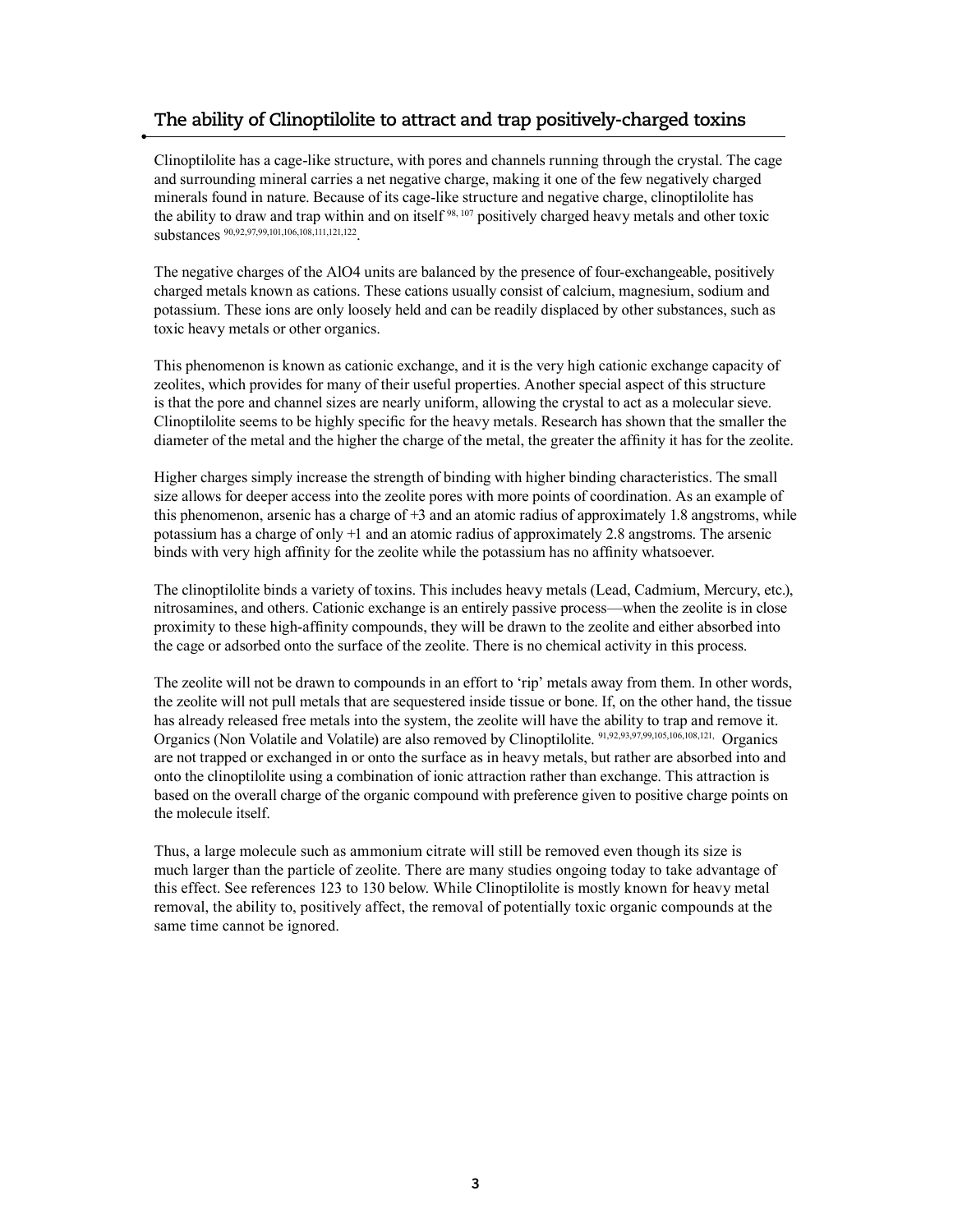## The ability of Clinoptilolite to attract and trap positively-charged toxins

Clinoptilolite has a cage-like structure, with pores and channels running through the crystal. The cage and surrounding mineral carries a net negative charge, making it one of the few negatively charged minerals found in nature. Because of its cage-like structure and negative charge, clinoptilolite has the ability to draw and trap within and on itself [98, 107] positively charged heavy metals and other toxic substances [90,92,97,99,101,106,108,111,121,122].

The negative charges of the AlO4 units are balanced by the presence of four-exchangeable, positively charged metals known as cations. These cations usually consist of calcium, magnesium, sodium and potassium. These ions are only loosely held and can be readily displaced by other substances, such as toxic heavy metals or other organics.

This phenomenon is known as cationic exchange, and it is the very high cationic exchange capacity of zeolites, which provides for many of their useful properties. Another special aspect of this structure is that the pore and channel sizes are nearly uniform, allowing the crystal to act as a molecular sieve. Clinoptilolite seems to be highly specific for the heavy metals. Research has shown that the smaller the diameter of the metal and the higher the charge of the metal, the greater the affinity it has for the zeolite.

Higher charges simply increase the strength of binding with higher binding characteristics. The small size allows for deeper access into the zeolite pores with more points of coordination. As an example of this phenomenon, arsenic has a charge of +3 and an atomic radius of approximately 1.8 angstroms, while potassium has a charge of only +1 and an atomic radius of approximately 2.8 angstroms. The arsenic binds with very high affinity for the zeolite while the potassium has no affinity whatsoever.

The clinoptilolite binds a variety of toxins. This includes heavy metals (Lead, Cadmium, Mercury, etc.), nitrosamines, and others. Cationic exchange is an entirely passive process—when the zeolite is in close proximity to these high-affinity compounds, they will be drawn to the zeolite and either absorbed into the cage or adsorbed onto the surface of the zeolite. There is no chemical activity in this process.

The zeolite will not be drawn to compounds in an effort to 'rip' metals away from them. In other words, the zeolite will not pull metals that are sequestered inside tissue or bone. If, on the other hand, the tissue has already released free metals into the system, the zeolite will have the ability to trap and remove it. Organics (Non Volatile and Volatile) are also removed by Clinoptilolite. [91,92,93,97,99,105,106,108,121.] Organics are not trapped or exchanged in or onto the surface as in heavy metals, but rather are absorbed into and onto the clinoptilolite using a combination of ionic attraction rather than exchange. This attraction is based on the overall charge of the organic compound with preference given to positive charge points on the molecule itself.

Thus, a large molecule such as ammonium citrate will still be removed even though its size is much larger than the particle of zeolite. There are many studies ongoing today to take advantage of this effect. See references 123 to 130 below. While Clinoptilolite is mostly known for heavy metal removal, the ability to, positively affect, the removal of potentially toxic organic compounds at the same time cannot be ignored.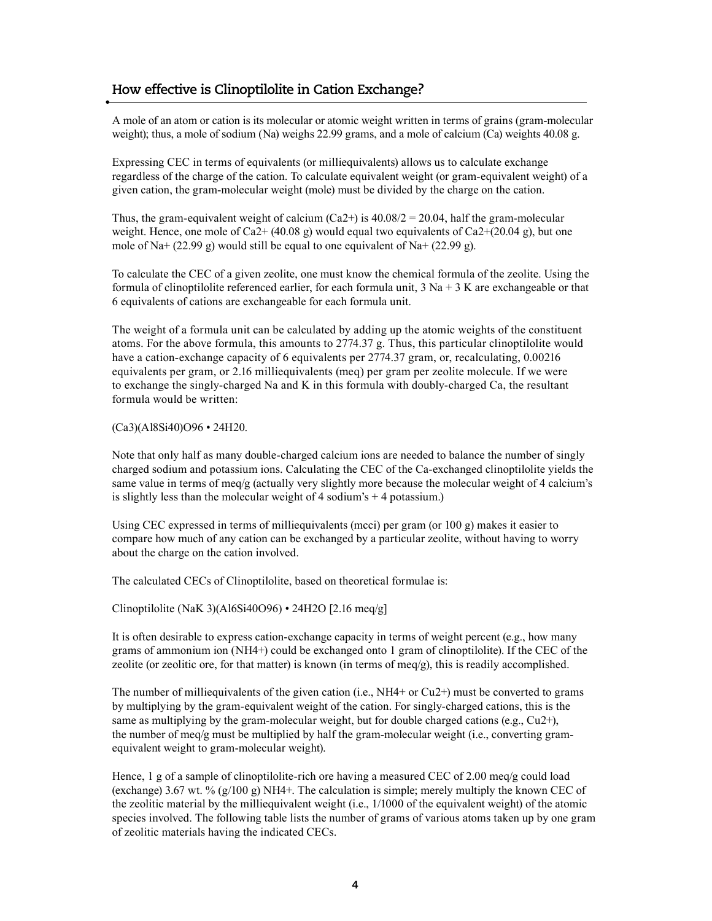## How effective is Clinoptilolite in Cation Exchange?

A mole of an atom or cation is its molecular or atomic weight written in terms of grains (gram-molecular weight); thus, a mole of sodium (Na) weighs 22.99 grams, and a mole of calcium (Ca) weights 40.08 g.

Expressing CEC in terms of equivalents (or milliequivalents) allows us to calculate exchange regardless of the charge of the cation. To calculate equivalent weight (or gram-equivalent weight) of a given cation, the gram-molecular weight (mole) must be divided by the charge on the cation.

Thus, the gram-equivalent weight of calcium ($Ca^{2+}$) is $40.08/2 = 20.04$, half the gram-molecular weight. Hence, one mole of $Ca^{2+}$ (40.08 g) would equal two equivalents of $Ca^{2+}$(20.04 g), but one mole of $Na^{+}$ (22.99 g) would still be equal to one equivalent of $Na^{+}$ (22.99 g).

To calculate the CEC of a given zeolite, one must know the chemical formula of the zeolite. Using the formula of clinoptilolite referenced earlier, for each formula unit, 3 Na + 3 K are exchangeable or that 6 equivalents of cations are exchangeable for each formula unit.

The weight of a formula unit can be calculated by adding up the atomic weights of the constituent atoms. For the above formula, this amounts to 2774.37 g. Thus, this particular clinoptilolite would have a cation-exchange capacity of 6 equivalents per 2774.37 gram, or, recalculating, 0.00216 equivalents per gram, or 2.16 milliequivalents (meq) per gram per zeolite molecule. If we were to exchange the singly-charged Na and K in this formula with doubly-charged Ca, the resultant formula would be written:

$(Ca_3)(Al_8Si_{40})O_{96} \cdot 24H_20$.

Note that only half as many double-charged calcium ions are needed to balance the number of singly charged sodium and potassium ions. Calculating the CEC of the Ca-exchanged clinoptilolite yields the same value in terms of meq/g (actually very slightly more because the molecular weight of 4 calcium's is slightly less than the molecular weight of 4 sodium's + 4 potassium.)

Using CEC expressed in terms of milliequivalents (mcci) per gram (or 100 g) makes it easier to compare how much of any cation can be exchanged by a particular zeolite, without having to worry about the charge on the cation involved.

The calculated CECs of Clinoptilolite, based on theoretical formulae is:

Clinoptilolite $(NaK_3)(Al_6Si_{40}O_{96}) \cdot 24H_2O$ [2.16 meq/g]

It is often desirable to express cation-exchange capacity in terms of weight percent (e.g., how many grams of ammonium ion ($NH_4^{+}$) could be exchanged onto 1 gram of clinoptilolite). If the CEC of the zeolite (or zeolitic ore, for that matter) is known (in terms of meq/g), this is readily accomplished.

The number of milliequivalents of the given cation (i.e., $NH_4^{+}$ or $Cu^{2+}$) must be converted to grams by multiplying by the gram-equivalent weight of the cation. For singly-charged cations, this is the same as multiplying by the gram-molecular weight, but for double charged cations (e.g., $Cu^{2+}$), the number of meq/g must be multiplied by half the gram-molecular weight (i.e., converting gram-equivalent weight to gram-molecular weight).

Hence, 1 g of a sample of clinoptilolite-rich ore having a measured CEC of 2.00 meq/g could load (exchange) 3.67 wt. % (g/100 g) $NH_4^{+}$. The calculation is simple; merely multiply the known CEC of the zeolitic material by the milliequivalent weight (i.e., 1/1000 of the equivalent weight) of the atomic species involved. The following table lists the number of grams of various atoms taken up by one gram of zeolitic materials having the indicated CECs.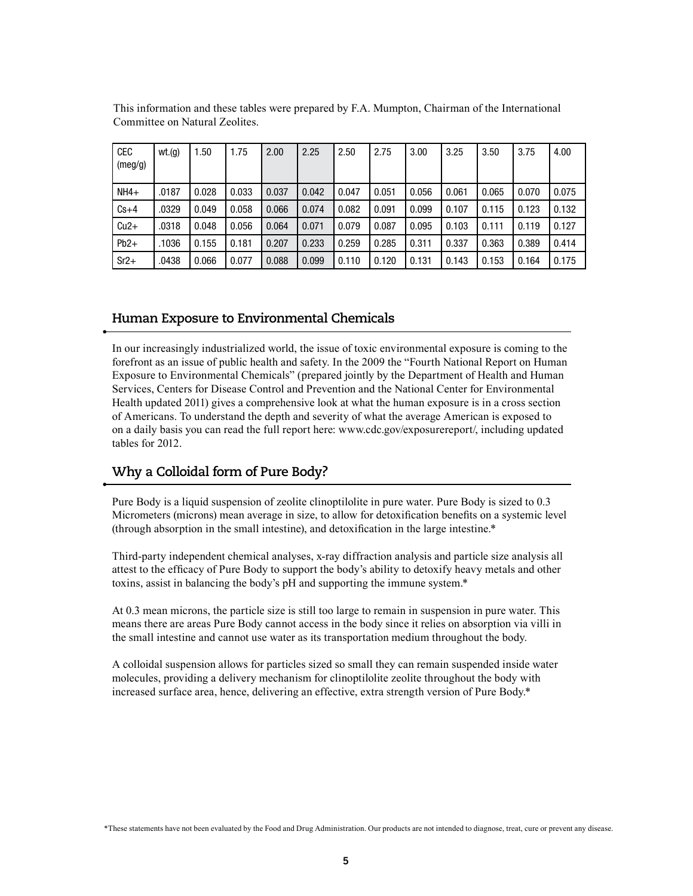This information and these tables were prepared by F.A. Mumpton, Chairman of the International Committee on Natural Zeolites.

| CEC (meg/g) | wt.(g) | 1.50 | 1.75 | 2.00 | 2.25 | 2.50 | 2.75 | 3.00 | 3.25 | 3.50 | 3.75 | 4.00 |
|---|---|---|---|---|---|---|---|---|---|---|---|---|
| NH4+ | .0187 | 0.028 | 0.033 | 0.037 | 0.042 | 0.047 | 0.051 | 0.056 | 0.061 | 0.065 | 0.070 | 0.075 |
| Cs+4 | .0329 | 0.049 | 0.058 | 0.066 | 0.074 | 0.082 | 0.091 | 0.099 | 0.107 | 0.115 | 0.123 | 0.132 |
| Cu2+ | .0318 | 0.048 | 0.056 | 0.064 | 0.071 | 0.079 | 0.087 | 0.095 | 0.103 | 0.111 | 0.119 | 0.127 |
| Pb2+ | .1036 | 0.155 | 0.181 | 0.207 | 0.233 | 0.259 | 0.285 | 0.311 | 0.337 | 0.363 | 0.389 | 0.414 |
| Sr2+ | .0438 | 0.066 | 0.077 | 0.088 | 0.099 | 0.110 | 0.120 | 0.131 | 0.143 | 0.153 | 0.164 | 0.175 |

## Human Exposure to Environmental Chemicals

In our increasingly industrialized world, the issue of toxic environmental exposure is coming to the forefront as an issue of public health and safety. In the 2009 the "Fourth National Report on Human Exposure to Environmental Chemicals" (prepared jointly by the Department of Health and Human Services, Centers for Disease Control and Prevention and the National Center for Environmental Health updated 2011) gives a comprehensive look at what the human exposure is in a cross section of Americans. To understand the depth and severity of what the average American is exposed to on a daily basis you can read the full report here: www.cdc.gov/exposurereport/, including updated tables for 2012.

## Why a Colloidal form of Pure Body?

Pure Body is a liquid suspension of zeolite clinoptilolite in pure water. Pure Body is sized to 0.3 Micrometers (microns) mean average in size, to allow for detoxification benefits on a systemic level (through absorption in the small intestine), and detoxification in the large intestine.*

Third-party independent chemical analyses, x-ray diffraction analysis and particle size analysis all attest to the efficacy of Pure Body to support the body's ability to detoxify heavy metals and other toxins, assist in balancing the body's pH and supporting the immune system.*

At 0.3 mean microns, the particle size is still too large to remain in suspension in pure water. This means there are areas Pure Body cannot access in the body since it relies on absorption via villi in the small intestine and cannot use water as its transportation medium throughout the body.

A colloidal suspension allows for particles sized so small they can remain suspended inside water molecules, providing a delivery mechanism for clinoptilolite zeolite throughout the body with increased surface area, hence, delivering an effective, extra strength version of Pure Body.*

*These statements have not been evaluated by the Food and Drug Administration. Our products are not intended to diagnose, treat, cure or prevent any disease.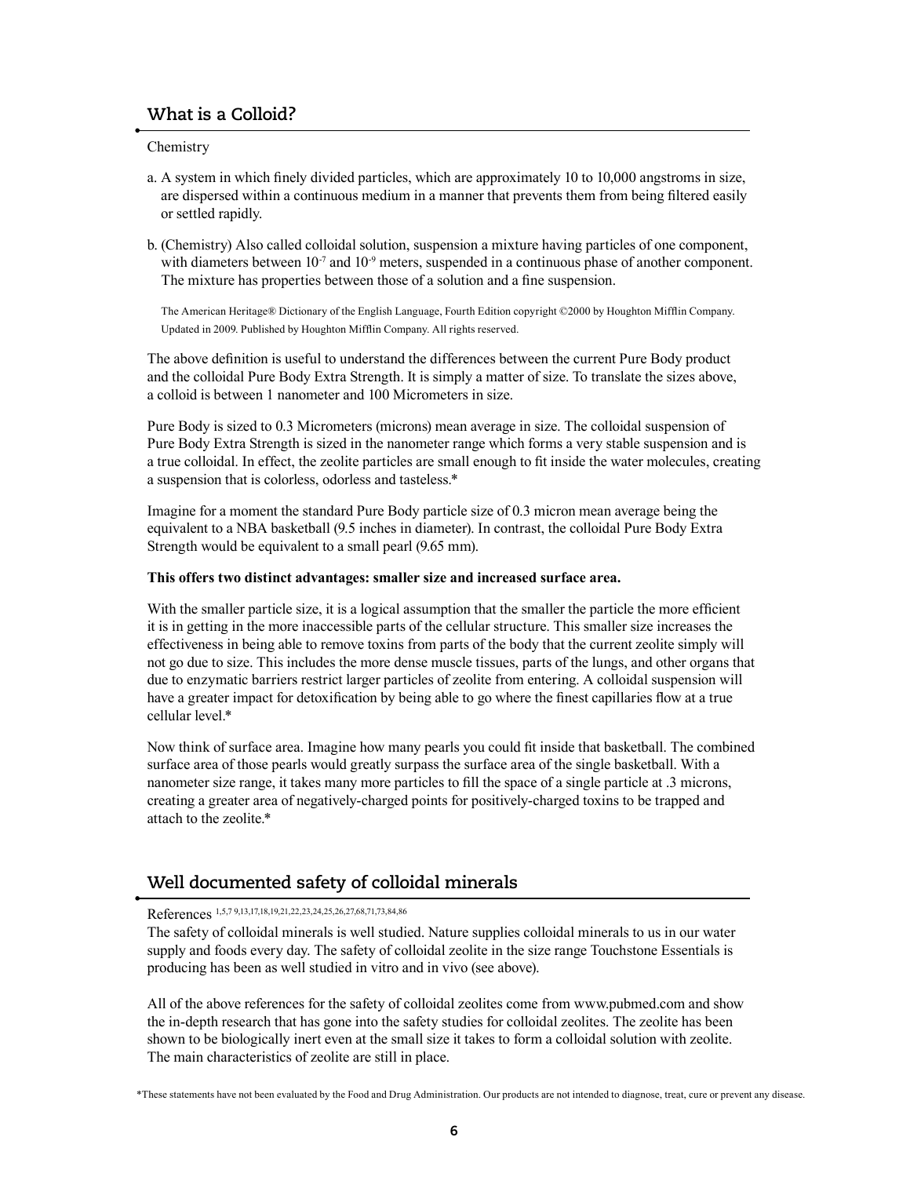## What is a Colloid?

Chemistry

a. A system in which finely divided particles, which are approximately 10 to 10,000 angstroms in size, are dispersed within a continuous medium in a manner that prevents them from being filtered easily or settled rapidly.

b. (Chemistry) Also called colloidal solution, suspension a mixture having particles of one component, with diameters between $10^{-7}$ and $10^{-9}$ meters, suspended in a continuous phase of another component. The mixture has properties between those of a solution and a fine suspension.

The American Heritage® Dictionary of the English Language, Fourth Edition copyright ©2000 by Houghton Mifflin Company. Updated in 2009. Published by Houghton Mifflin Company. All rights reserved.

The above definition is useful to understand the differences between the current Pure Body product and the colloidal Pure Body Extra Strength. It is simply a matter of size. To translate the sizes above, a colloid is between 1 nanometer and 100 Micrometers in size.

Pure Body is sized to 0.3 Micrometers (microns) mean average in size. The colloidal suspension of Pure Body Extra Strength is sized in the nanometer range which forms a very stable suspension and is a true colloidal. In effect, the zeolite particles are small enough to fit inside the water molecules, creating a suspension that is colorless, odorless and tasteless.*

Imagine for a moment the standard Pure Body particle size of 0.3 micron mean average being the equivalent to a NBA basketball (9.5 inches in diameter). In contrast, the colloidal Pure Body Extra Strength would be equivalent to a small pearl (9.65 mm).

**This offers two distinct advantages: smaller size and increased surface area.**

With the smaller particle size, it is a logical assumption that the smaller the particle the more efficient it is in getting in the more inaccessible parts of the cellular structure. This smaller size increases the effectiveness in being able to remove toxins from parts of the body that the current zeolite simply will not go due to size. This includes the more dense muscle tissues, parts of the lungs, and other organs that due to enzymatic barriers restrict larger particles of zeolite from entering. A colloidal suspension will have a greater impact for detoxification by being able to go where the finest capillaries flow at a true cellular level.*

Now think of surface area. Imagine how many pearls you could fit inside that basketball. The combined surface area of those pearls would greatly surpass the surface area of the single basketball. With a nanometer size range, it takes many more particles to fill the space of a single particle at .3 microns, creating a greater area of negatively-charged points for positively-charged toxins to be trapped and attach to the zeolite.*

## Well documented safety of colloidal minerals

References [1,5,7 9,13,17,18,19,21,22,23,24,25,26,27,68,71,73,84,86]

The safety of colloidal minerals is well studied. Nature supplies colloidal minerals to us in our water supply and foods every day. The safety of colloidal zeolite in the size range Touchstone Essentials is producing has been as well studied in vitro and in vivo (see above).

All of the above references for the safety of colloidal zeolites come from www.pubmed.com and show the in-depth research that has gone into the safety studies for colloidal zeolites. The zeolite has been shown to be biologically inert even at the small size it takes to form a colloidal solution with zeolite. The main characteristics of zeolite are still in place.

*These statements have not been evaluated by the Food and Drug Administration. Our products are not intended to diagnose, treat, cure or prevent any disease.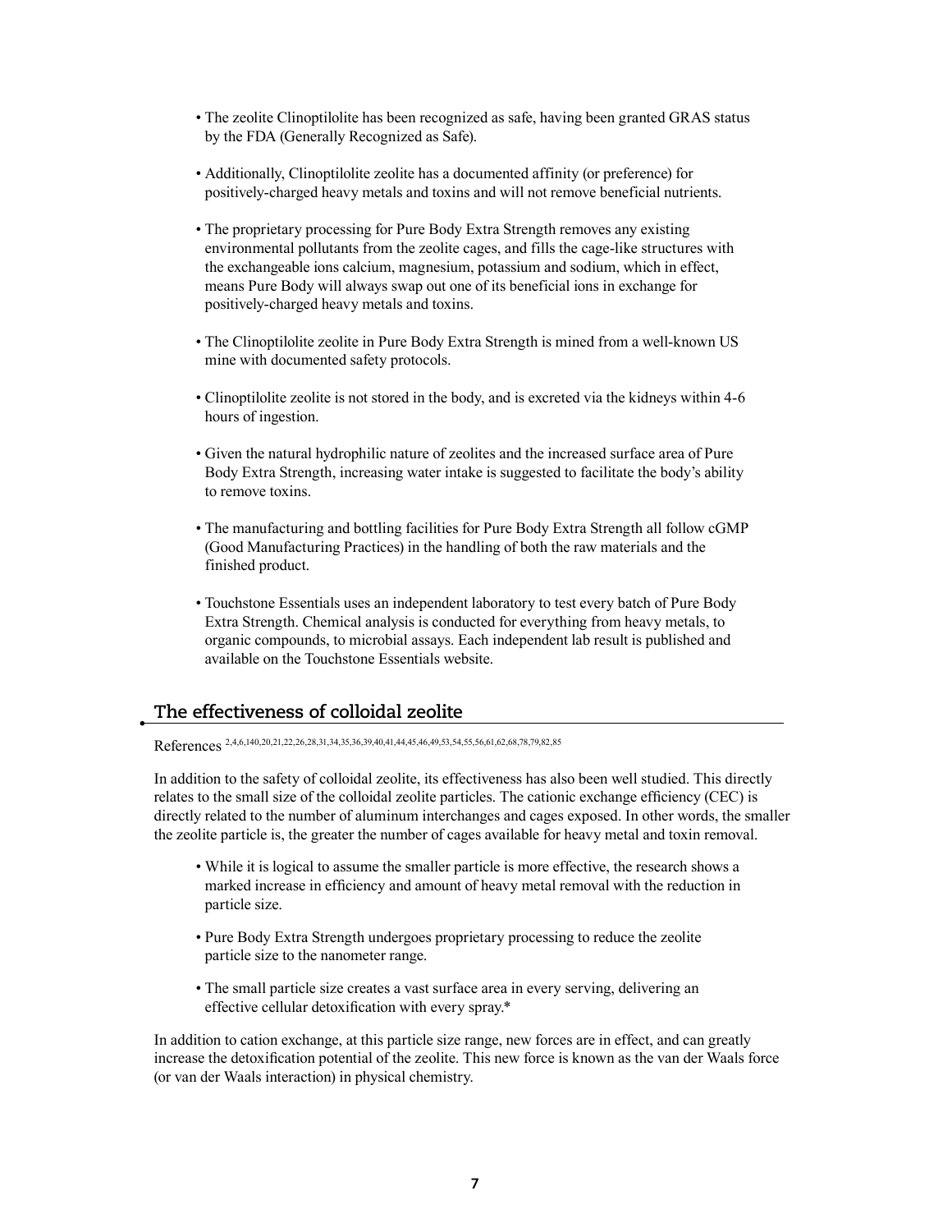- The zeolite Clinoptilolite has been recognized as safe, having been granted GRAS status by the FDA (Generally Recognized as Safe).

- Additionally, Clinoptilolite zeolite has a documented affinity (or preference) for positively-charged heavy metals and toxins and will not remove beneficial nutrients.

- The proprietary processing for Pure Body Extra Strength removes any existing environmental pollutants from the zeolite cages, and fills the cage-like structures with the exchangeable ions calcium, magnesium, potassium and sodium, which in effect, means Pure Body will always swap out one of its beneficial ions in exchange for positively-charged heavy metals and toxins.

- The Clinoptilolite zeolite in Pure Body Extra Strength is mined from a well-known US mine with documented safety protocols.

- Clinoptilolite zeolite is not stored in the body, and is excreted via the kidneys within 4-6 hours of ingestion.

- Given the natural hydrophilic nature of zeolites and the increased surface area of Pure Body Extra Strength, increasing water intake is suggested to facilitate the body's ability to remove toxins.

- The manufacturing and bottling facilities for Pure Body Extra Strength all follow cGMP (Good Manufacturing Practices) in the handling of both the raw materials and the finished product.

- Touchstone Essentials uses an independent laboratory to test every batch of Pure Body Extra Strength. Chemical analysis is conducted for everything from heavy metals, to organic compounds, to microbial assays. Each independent lab result is published and available on the Touchstone Essentials website.

## The effectiveness of colloidal zeolite

References [2,4,6,140,20,21,22,26,28,31,34,35,36,39,40,41,44,45,46,49,53,54,55,56,61,62,68,78,79,82,85]

In addition to the safety of colloidal zeolite, its effectiveness has also been well studied. This directly relates to the small size of the colloidal zeolite particles. The cationic exchange efficiency (CEC) is directly related to the number of aluminum interchanges and cages exposed. In other words, the smaller the zeolite particle is, the greater the number of cages available for heavy metal and toxin removal.

- While it is logical to assume the smaller particle is more effective, the research shows a marked increase in efficiency and amount of heavy metal removal with the reduction in particle size.

- Pure Body Extra Strength undergoes proprietary processing to reduce the zeolite particle size to the nanometer range.

- The small particle size creates a vast surface area in every serving, delivering an effective cellular detoxification with every spray.*

In addition to cation exchange, at this particle size range, new forces are in effect, and can greatly increase the detoxification potential of the zeolite. This new force is known as the van der Waals force (or van der Waals interaction) in physical chemistry.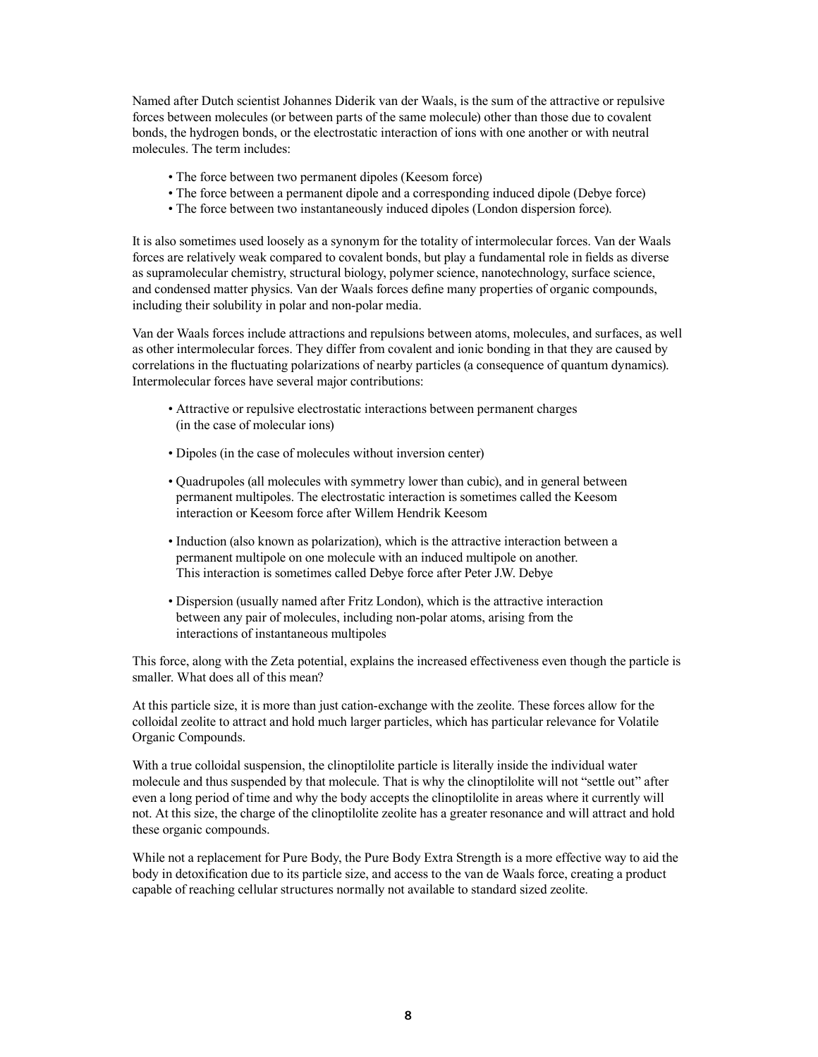Named after Dutch scientist Johannes Diderik van der Waals, is the sum of the attractive or repulsive forces between molecules (or between parts of the same molecule) other than those due to covalent bonds, the hydrogen bonds, or the electrostatic interaction of ions with one another or with neutral molecules. The term includes:

- The force between two permanent dipoles (Keesom force)
- The force between a permanent dipole and a corresponding induced dipole (Debye force)
- The force between two instantaneously induced dipoles (London dispersion force).

It is also sometimes used loosely as a synonym for the totality of intermolecular forces. Van der Waals forces are relatively weak compared to covalent bonds, but play a fundamental role in fields as diverse as supramolecular chemistry, structural biology, polymer science, nanotechnology, surface science, and condensed matter physics. Van der Waals forces define many properties of organic compounds, including their solubility in polar and non-polar media.

Van der Waals forces include attractions and repulsions between atoms, molecules, and surfaces, as well as other intermolecular forces. They differ from covalent and ionic bonding in that they are caused by correlations in the fluctuating polarizations of nearby particles (a consequence of quantum dynamics). Intermolecular forces have several major contributions:

- Attractive or repulsive electrostatic interactions between permanent charges (in the case of molecular ions)

- Dipoles (in the case of molecules without inversion center)

- Quadrupoles (all molecules with symmetry lower than cubic), and in general between permanent multipoles. The electrostatic interaction is sometimes called the Keesom interaction or Keesom force after Willem Hendrik Keesom

- Induction (also known as polarization), which is the attractive interaction between a permanent multipole on one molecule with an induced multipole on another. This interaction is sometimes called Debye force after Peter J.W. Debye

- Dispersion (usually named after Fritz London), which is the attractive interaction between any pair of molecules, including non-polar atoms, arising from the interactions of instantaneous multipoles

This force, along with the Zeta potential, explains the increased effectiveness even though the particle is smaller. What does all of this mean?

At this particle size, it is more than just cation-exchange with the zeolite. These forces allow for the colloidal zeolite to attract and hold much larger particles, which has particular relevance for Volatile Organic Compounds.

With a true colloidal suspension, the clinoptilolite particle is literally inside the individual water molecule and thus suspended by that molecule. That is why the clinoptilolite will not "settle out" after even a long period of time and why the body accepts the clinoptilolite in areas where it currently will not. At this size, the charge of the clinoptilolite zeolite has a greater resonance and will attract and hold these organic compounds.

While not a replacement for Pure Body, the Pure Body Extra Strength is a more effective way to aid the body in detoxification due to its particle size, and access to the van de Waals force, creating a product capable of reaching cellular structures normally not available to standard sized zeolite.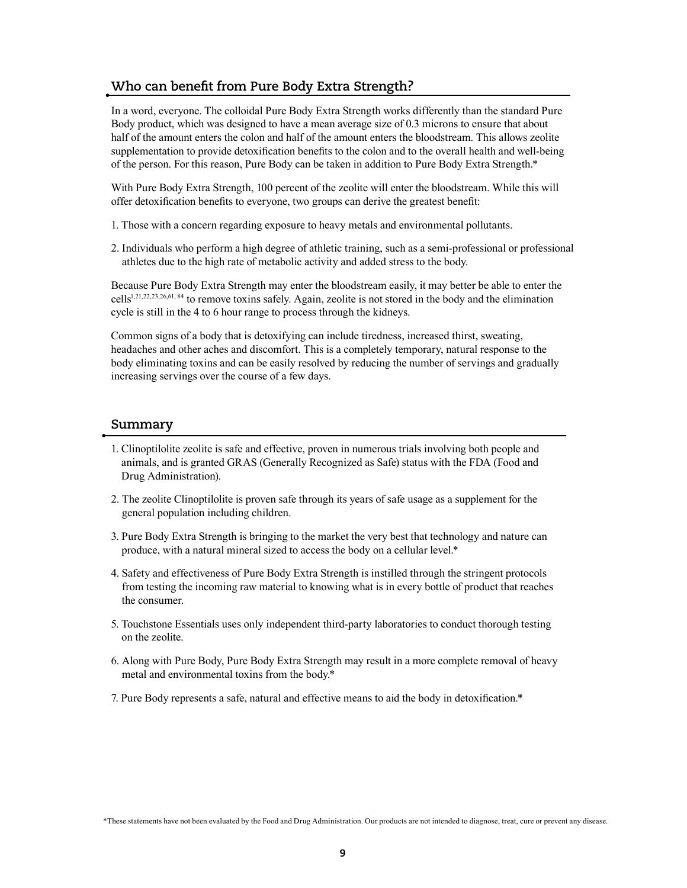## Who can benefit from Pure Body Extra Strength?

In a word, everyone. The colloidal Pure Body Extra Strength works differently than the standard Pure Body product, which was designed to have a mean average size of 0.3 microns to ensure that about half of the amount enters the colon and half of the amount enters the bloodstream. This allows zeolite supplementation to provide detoxification benefits to the colon and to the overall health and well-being of the person. For this reason, Pure Body can be taken in addition to Pure Body Extra Strength.*

With Pure Body Extra Strength, 100 percent of the zeolite will enter the bloodstream. While this will offer detoxification benefits to everyone, two groups can derive the greatest benefit:

1. Those with a concern regarding exposure to heavy metals and environmental pollutants.
2. Individuals who perform a high degree of athletic training, such as a semi-professional or professional athletes due to the high rate of metabolic activity and added stress to the body.

Because Pure Body Extra Strength may enter the bloodstream easily, it may better be able to enter the cells[1,21,22,23,26,61,84] to remove toxins safely. Again, zeolite is not stored in the body and the elimination cycle is still in the 4 to 6 hour range to process through the kidneys.

Common signs of a body that is detoxifying can include tiredness, increased thirst, sweating, headaches and other aches and discomfort. This is a completely temporary, natural response to the body eliminating toxins and can be easily resolved by reducing the number of servings and gradually increasing servings over the course of a few days.

## Summary

1. Clinoptilolite zeolite is safe and effective, proven in numerous trials involving both people and animals, and is granted GRAS (Generally Recognized as Safe) status with the FDA (Food and Drug Administration).
2. The zeolite Clinoptilolite is proven safe through its years of safe usage as a supplement for the general population including children.
3. Pure Body Extra Strength is bringing to the market the very best that technology and nature can produce, with a natural mineral sized to access the body on a cellular level.*
4. Safety and effectiveness of Pure Body Extra Strength is instilled through the stringent protocols from testing the incoming raw material to knowing what is in every bottle of product that reaches the consumer.
5. Touchstone Essentials uses only independent third-party laboratories to conduct thorough testing on the zeolite.
6. Along with Pure Body, Pure Body Extra Strength may result in a more complete removal of heavy metal and environmental toxins from the body.*
7. Pure Body represents a safe, natural and effective means to aid the body in detoxification.*

*These statements have not been evaluated by the Food and Drug Administration. Our products are not intended to diagnose, treat, cure or prevent any disease.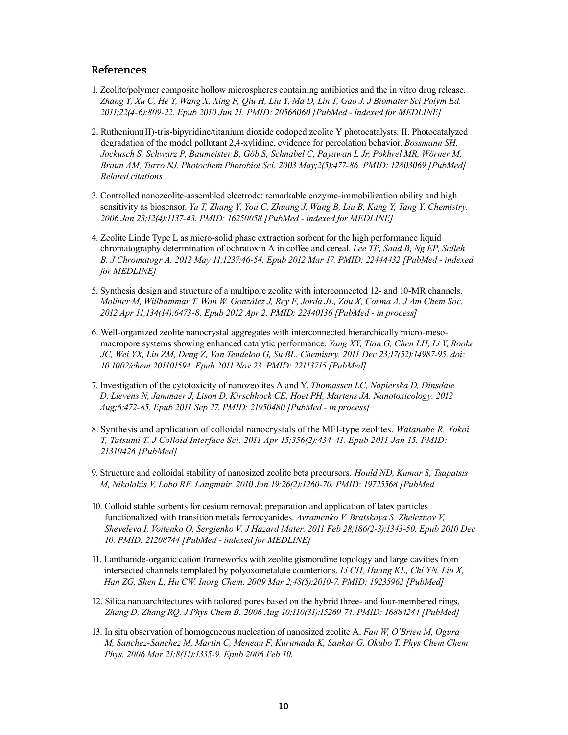## References

1. Zeolite/polymer composite hollow microspheres containing antibiotics and the in vitro drug release. *Zhang Y, Xu C, He Y, Wang X, Xing F, Qiu H, Liu Y, Ma D, Lin T, Gao J. J Biomater Sci Polym Ed. 2011;22(4-6):809-22. Epub 2010 Jun 21. PMID: 20566060 [PubMed - indexed for MEDLINE]*

2. Ruthenium(II)-tris-bipyridine/titanium dioxide codoped zeolite Y photocatalysts: II. Photocatalyzed degradation of the model pollutant 2,4-xylidine, evidence for percolation behavior. *Bossmann SH, Jockusch S, Schwarz P, Baumeister B, Göb S, Schnabel C, Payawan L Jr, Pokhrel MR, Wörner M, Braun AM, Turro NJ. Photochem Photobiol Sci. 2003 May;2(5):477-86. PMID: 12803069 [PubMed] Related citations*

3. Controlled nanozeolite-assembled electrode: remarkable enzyme-immobilization ability and high sensitivity as biosensor. *Yu T, Zhang Y, You C, Zhuang J, Wang B, Liu B, Kang Y, Tang Y. Chemistry. 2006 Jan 23;12(4):1137-43. PMID: 16250058 [PubMed - indexed for MEDLINE]*

4. Zeolite Linde Type L as micro-solid phase extraction sorbent for the high performance liquid chromatography determination of ochratoxin A in coffee and cereal. *Lee TP, Saad B, Ng EP, Salleh B. J Chromatogr A. 2012 May 11;1237:46-54. Epub 2012 Mar 17. PMID: 22444432 [PubMed - indexed for MEDLINE]*

5. Synthesis design and structure of a multipore zeolite with interconnected 12- and 10-MR channels. *Moliner M, Willhammar T, Wan W, González J, Rey F, Jorda JL, Zou X, Corma A. J Am Chem Soc. 2012 Apr 11;134(14):6473-8. Epub 2012 Apr 2. PMID: 22440136 [PubMed - in process]*

6. Well-organized zeolite nanocrystal aggregates with interconnected hierarchically micro-meso-macropore systems showing enhanced catalytic performance. *Yang XY, Tian G, Chen LH, Li Y, Rooke JC, Wei YX, Liu ZM, Deng Z, Van Tendeloo G, Su BL. Chemistry. 2011 Dec 23;17(52):14987-95. doi: 10.1002/chem.201101594. Epub 2011 Nov 23. PMID: 22113715 [PubMed]*

7. Investigation of the cytotoxicity of nanozeolites A and Y. *Thomassen LC, Napierska D, Dinsdale D, Lievens N, Jammaer J, Lison D, Kirschhock CE, Hoet PH, Martens JA. Nanotoxicology. 2012 Aug;6:472-85. Epub 2011 Sep 27. PMID: 21950480 [PubMed - in process]*

8. Synthesis and application of colloidal nanocrystals of the MFI-type zeolites. *Watanabe R, Yokoi T, Tatsumi T. J Colloid Interface Sci. 2011 Apr 15;356(2):434-41. Epub 2011 Jan 15. PMID: 21310426 [PubMed]*

9. Structure and colloidal stability of nanosized zeolite beta precursors. *Hould ND, Kumar S, Tsapatsis M, Nikolakis V, Lobo RF. Langmuir. 2010 Jan 19;26(2):1260-70. PMID: 19725568 [PubMed*

10. Colloid stable sorbents for cesium removal: preparation and application of latex particles functionalized with transition metals ferrocyanides. *Avramenko V, Bratskaya S, Zheleznov V, Sheveleva I, Voitenko O, Sergienko V. J Hazard Mater. 2011 Feb 28;186(2-3):1343-50. Epub 2010 Dec 10. PMID: 21208744 [PubMed - indexed for MEDLINE]*

11. Lanthanide-organic cation frameworks with zeolite gismondine topology and large cavities from intersected channels templated by polyoxometalate counterions. *Li CH, Huang KL, Chi YN, Liu X, Han ZG, Shen L, Hu CW. Inorg Chem. 2009 Mar 2;48(5):2010-7. PMID: 19235962 [PubMed]*

12. Silica nanoarchitectures with tailored pores based on the hybrid three- and four-membered rings. *Zhang D, Zhang RQ. J Phys Chem B. 2006 Aug 10;110(31):15269-74. PMID: 16884244 [PubMed]*

13. In situ observation of homogeneous nucleation of nanosized zeolite A. *Fan W, O'Brien M, Ogura M, Sanchez-Sanchez M, Martin C, Meneau F, Kurumada K, Sankar G, Okubo T. Phys Chem Chem Phys. 2006 Mar 21;8(11):1335-9. Epub 2006 Feb 10.*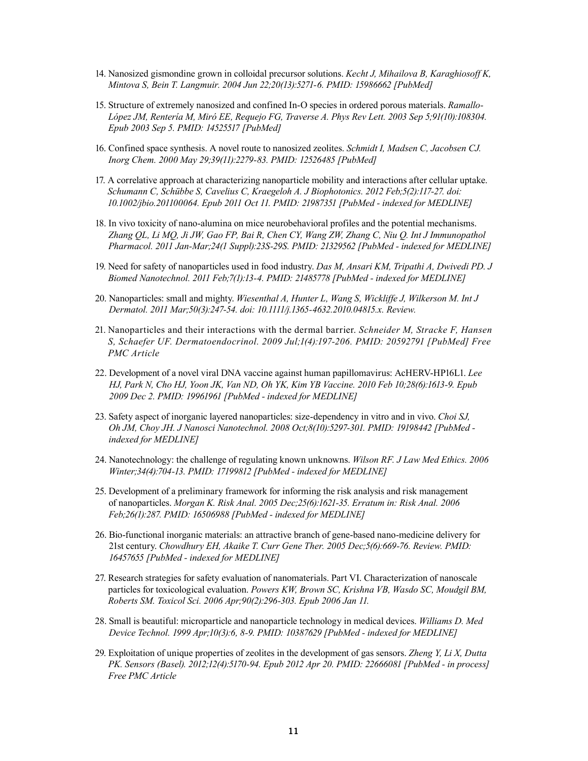14. Nanosized gismondine grown in colloidal precursor solutions. *Kecht J, Mihailova B, Karaghiosoff K, Mintova S, Bein T. Langmuir. 2004 Jun 22;20(13):5271-6. PMID: 15986662 [PubMed]*

15. Structure of extremely nanosized and confined In-O species in ordered porous materials. *Ramallo-López JM, Rentería M, Miró EE, Requejo FG, Traverse A. Phys Rev Lett. 2003 Sep 5;91(10):108304. Epub 2003 Sep 5. PMID: 14525517 [PubMed]*

16. Confined space synthesis. A novel route to nanosized zeolites. *Schmidt I, Madsen C, Jacobsen CJ. Inorg Chem. 2000 May 29;39(11):2279-83. PMID: 12526485 [PubMed]*

17. A correlative approach at characterizing nanoparticle mobility and interactions after cellular uptake. *Schumann C, Schübbe S, Cavelius C, Kraegeloh A. J Biophotonics. 2012 Feb;5(2):117-27. doi: 10.1002/jbio.201100064. Epub 2011 Oct 11. PMID: 21987351 [PubMed - indexed for MEDLINE]*

18. In vivo toxicity of nano-alumina on mice neurobehavioral profiles and the potential mechanisms. *Zhang QL, Li MQ, Ji JW, Gao FP, Bai R, Chen CY, Wang ZW, Zhang C, Niu Q. Int J Immunopathol Pharmacol. 2011 Jan-Mar;24(1 Suppl):23S-29S. PMID: 21329562 [PubMed - indexed for MEDLINE]*

19. Need for safety of nanoparticles used in food industry. *Das M, Ansari KM, Tripathi A, Dwivedi PD. J Biomed Nanotechnol. 2011 Feb;7(1):13-4. PMID: 21485778 [PubMed - indexed for MEDLINE]*

20. Nanoparticles: small and mighty. *Wiesenthal A, Hunter L, Wang S, Wickliffe J, Wilkerson M. Int J Dermatol. 2011 Mar;50(3):247-54. doi: 10.1111/j.1365-4632.2010.04815.x. Review.*

21. Nanoparticles and their interactions with the dermal barrier. *Schneider M, Stracke F, Hansen S, Schaefer UF. Dermatoendocrinol. 2009 Jul;1(4):197-206. PMID: 20592791 [PubMed] Free PMC Article*

22. Development of a novel viral DNA vaccine against human papillomavirus: AcHERV-HP16L1. *Lee HJ, Park N, Cho HJ, Yoon JK, Van ND, Oh YK, Kim YB Vaccine. 2010 Feb 10;28(6):1613-9. Epub 2009 Dec 2. PMID: 19961961 [PubMed - indexed for MEDLINE]*

23. Safety aspect of inorganic layered nanoparticles: size-dependency in vitro and in vivo. *Choi SJ, Oh JM, Choy JH. J Nanosci Nanotechnol. 2008 Oct;8(10):5297-301. PMID: 19198442 [PubMed - indexed for MEDLINE]*

24. Nanotechnology: the challenge of regulating known unknowns. *Wilson RF. J Law Med Ethics. 2006 Winter;34(4):704-13. PMID: 17199812 [PubMed - indexed for MEDLINE]*

25. Development of a preliminary framework for informing the risk analysis and risk management of nanoparticles. *Morgan K. Risk Anal. 2005 Dec;25(6):1621-35. Erratum in: Risk Anal. 2006 Feb;26(1):287. PMID: 16506988 [PubMed - indexed for MEDLINE]*

26. Bio-functional inorganic materials: an attractive branch of gene-based nano-medicine delivery for 21st century. *Chowdhury EH, Akaike T. Curr Gene Ther. 2005 Dec;5(6):669-76. Review. PMID: 16457655 [PubMed - indexed for MEDLINE]*

27. Research strategies for safety evaluation of nanomaterials. Part VI. Characterization of nanoscale particles for toxicological evaluation. *Powers KW, Brown SC, Krishna VB, Wasdo SC, Moudgil BM, Roberts SM. Toxicol Sci. 2006 Apr;90(2):296-303. Epub 2006 Jan 11.*

28. Small is beautiful: microparticle and nanoparticle technology in medical devices. *Williams D. Med Device Technol. 1999 Apr;10(3):6, 8-9. PMID: 10387629 [PubMed - indexed for MEDLINE]*

29. Exploitation of unique properties of zeolites in the development of gas sensors. *Zheng Y, Li X, Dutta PK. Sensors (Basel). 2012;12(4):5170-94. Epub 2012 Apr 20. PMID: 22666081 [PubMed - in process] Free PMC Article*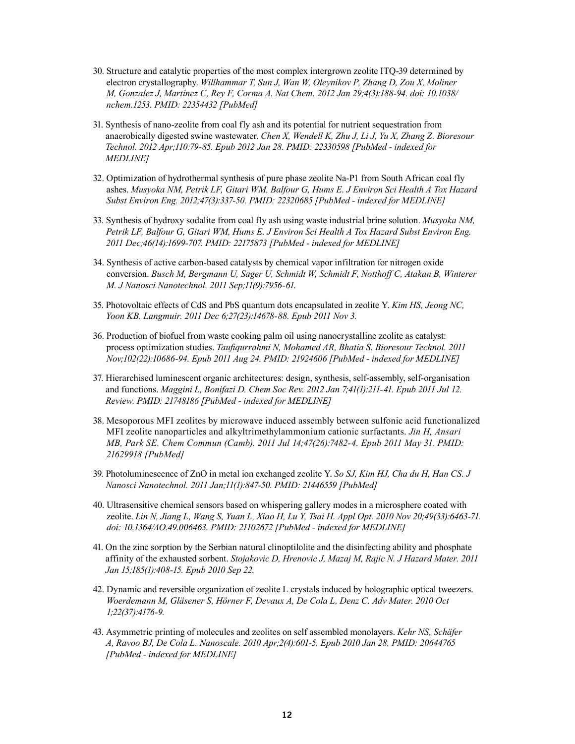30. Structure and catalytic properties of the most complex intergrown zeolite ITQ-39 determined by electron crystallography. *Willhammar T, Sun J, Wan W, Oleynikov P, Zhang D, Zou X, Moliner M, Gonzalez J, Martínez C, Rey F, Corma A. Nat Chem. 2012 Jan 29;4(3):188-94. doi: 10.1038/nchem.1253. PMID: 22354432 [PubMed]*

31. Synthesis of nano-zeolite from coal fly ash and its potential for nutrient sequestration from anaerobically digested swine wastewater. *Chen X, Wendell K, Zhu J, Li J, Yu X, Zhang Z. Bioresour Technol. 2012 Apr;110:79-85. Epub 2012 Jan 28. PMID: 22330598 [PubMed - indexed for MEDLINE]*

32. Optimization of hydrothermal synthesis of pure phase zeolite Na-P1 from South African coal fly ashes. *Musyoka NM, Petrik LF, Gitari WM, Balfour G, Hums E. J Environ Sci Health A Tox Hazard Subst Environ Eng. 2012;47(3):337-50. PMID: 22320685 [PubMed - indexed for MEDLINE]*

33. Synthesis of hydroxy sodalite from coal fly ash using waste industrial brine solution. *Musyoka NM, Petrik LF, Balfour G, Gitari WM, Hums E. J Environ Sci Health A Tox Hazard Subst Environ Eng. 2011 Dec;46(14):1699-707. PMID: 22175873 [PubMed - indexed for MEDLINE]*

34. Synthesis of active carbon-based catalysts by chemical vapor infiltration for nitrogen oxide conversion. *Busch M, Bergmann U, Sager U, Schmidt W, Schmidt F, Notthoff C, Atakan B, Winterer M. J Nanosci Nanotechnol. 2011 Sep;11(9):7956-61.*

35. Photovoltaic effects of CdS and PbS quantum dots encapsulated in zeolite Y. *Kim HS, Jeong NC, Yoon KB. Langmuir. 2011 Dec 6;27(23):14678-88. Epub 2011 Nov 3.*

36. Production of biofuel from waste cooking palm oil using nanocrystalline zeolite as catalyst: process optimization studies. *Taufiqurrahmi N, Mohamed AR, Bhatia S. Bioresour Technol. 2011 Nov;102(22):10686-94. Epub 2011 Aug 24. PMID: 21924606 [PubMed - indexed for MEDLINE]*

37. Hierarchised luminescent organic architectures: design, synthesis, self-assembly, self-organisation and functions. *Maggini L, Bonifazi D. Chem Soc Rev. 2012 Jan 7;41(1):211-41. Epub 2011 Jul 12. Review. PMID: 21748186 [PubMed - indexed for MEDLINE]*

38. Mesoporous MFI zeolites by microwave induced assembly between sulfonic acid functionalized MFI zeolite nanoparticles and alkyltrimethylammonium cationic surfactants. *Jin H, Ansari MB, Park SE. Chem Commun (Camb). 2011 Jul 14;47(26):7482-4. Epub 2011 May 31. PMID: 21629918 [PubMed]*

39. Photoluminescence of ZnO in metal ion exchanged zeolite Y. *So SJ, Kim HJ, Cha du H, Han CS. J Nanosci Nanotechnol. 2011 Jan;11(1):847-50. PMID: 21446559 [PubMed]*

40. Ultrasensitive chemical sensors based on whispering gallery modes in a microsphere coated with zeolite. *Lin N, Jiang L, Wang S, Yuan L, Xiao H, Lu Y, Tsai H. Appl Opt. 2010 Nov 20;49(33):6463-71. doi: 10.1364/AO.49.006463. PMID: 21102672 [PubMed - indexed for MEDLINE]*

41. On the zinc sorption by the Serbian natural clinoptilolite and the disinfecting ability and phosphate affinity of the exhausted sorbent. *Stojakovic D, Hrenovic J, Mazaj M, Rajic N. J Hazard Mater. 2011 Jan 15;185(1):408-15. Epub 2010 Sep 22.*

42. Dynamic and reversible organization of zeolite L crystals induced by holographic optical tweezers. *Woerdemann M, Gläsener S, Hörner F, Devaux A, De Cola L, Denz C. Adv Mater. 2010 Oct 1;22(37):4176-9.*

43. Asymmetric printing of molecules and zeolites on self assembled monolayers. *Kehr NS, Schäfer A, Ravoo BJ, De Cola L. Nanoscale. 2010 Apr;2(4):601-5. Epub 2010 Jan 28. PMID: 20644765 [PubMed - indexed for MEDLINE]*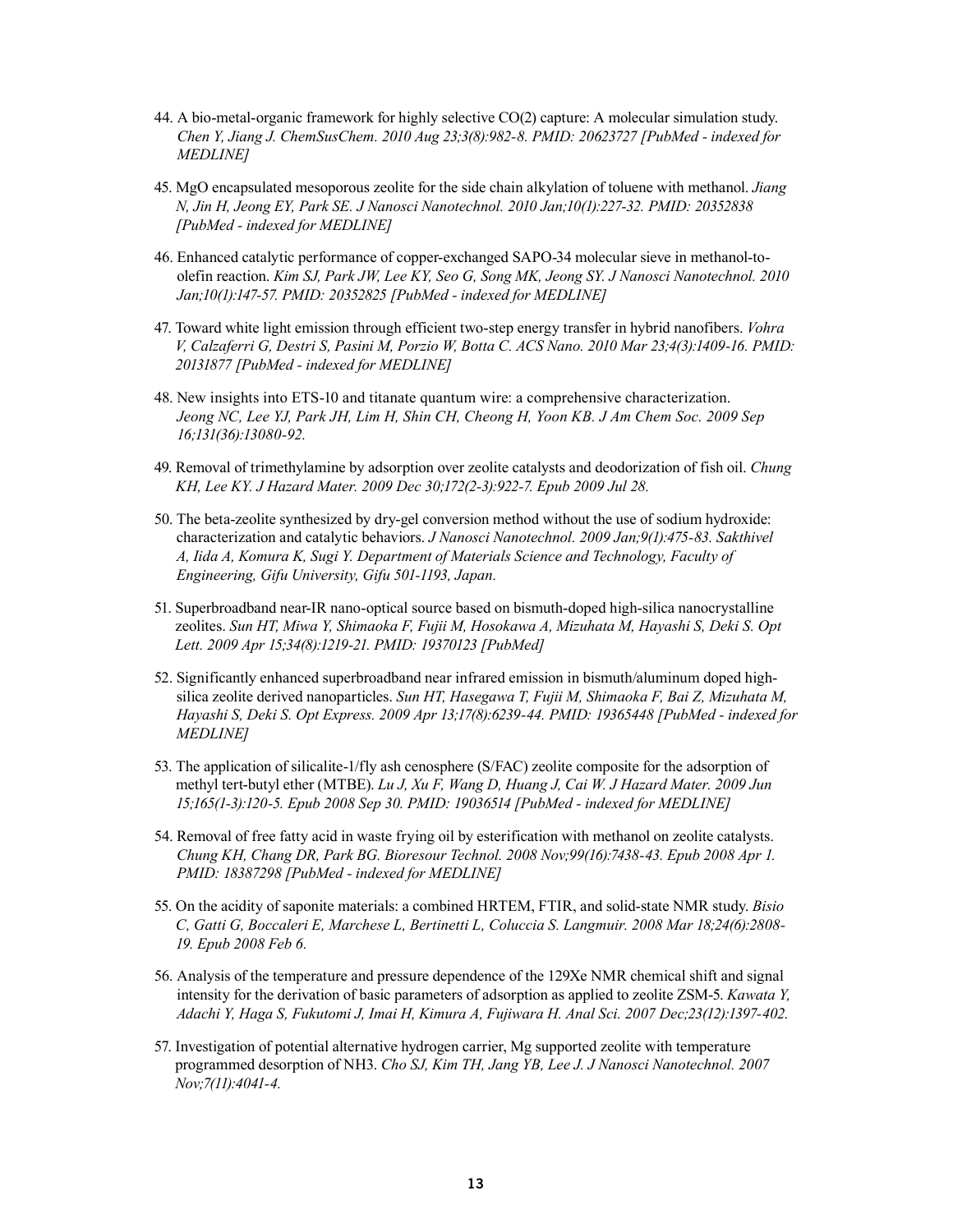44. A bio-metal-organic framework for highly selective CO(2) capture: A molecular simulation study. *Chen Y, Jiang J. ChemSusChem. 2010 Aug 23;3(8):982-8. PMID: 20623727 [PubMed - indexed for MEDLINE]*

45. MgO encapsulated mesoporous zeolite for the side chain alkylation of toluene with methanol. *Jiang N, Jin H, Jeong EY, Park SE. J Nanosci Nanotechnol. 2010 Jan;10(1):227-32. PMID: 20352838 [PubMed - indexed for MEDLINE]*

46. Enhanced catalytic performance of copper-exchanged SAPO-34 molecular sieve in methanol-to-olefin reaction. *Kim SJ, Park JW, Lee KY, Seo G, Song MK, Jeong SY. J Nanosci Nanotechnol. 2010 Jan;10(1):147-57. PMID: 20352825 [PubMed - indexed for MEDLINE]*

47. Toward white light emission through efficient two-step energy transfer in hybrid nanofibers. *Vohra V, Calzaferri G, Destri S, Pasini M, Porzio W, Botta C. ACS Nano. 2010 Mar 23;4(3):1409-16. PMID: 20131877 [PubMed - indexed for MEDLINE]*

48. New insights into ETS-10 and titanate quantum wire: a comprehensive characterization. *Jeong NC, Lee YJ, Park JH, Lim H, Shin CH, Cheong H, Yoon KB. J Am Chem Soc. 2009 Sep 16;131(36):13080-92.*

49. Removal of trimethylamine by adsorption over zeolite catalysts and deodorization of fish oil. *Chung KH, Lee KY. J Hazard Mater. 2009 Dec 30;172(2-3):922-7. Epub 2009 Jul 28.*

50. The beta-zeolite synthesized by dry-gel conversion method without the use of sodium hydroxide: characterization and catalytic behaviors. *J Nanosci Nanotechnol. 2009 Jan;9(1):475-83. Sakthivel A, Iida A, Komura K, Sugi Y. Department of Materials Science and Technology, Faculty of Engineering, Gifu University, Gifu 501-1193, Japan.*

51. Superbroadband near-IR nano-optical source based on bismuth-doped high-silica nanocrystalline zeolites. *Sun HT, Miwa Y, Shimaoka F, Fujii M, Hosokawa A, Mizuhata M, Hayashi S, Deki S. Opt Lett. 2009 Apr 15;34(8):1219-21. PMID: 19370123 [PubMed]*

52. Significantly enhanced superbroadband near infrared emission in bismuth/aluminum doped high-silica zeolite derived nanoparticles. *Sun HT, Hasegawa T, Fujii M, Shimaoka F, Bai Z, Mizuhata M, Hayashi S, Deki S. Opt Express. 2009 Apr 13;17(8):6239-44. PMID: 19365448 [PubMed - indexed for MEDLINE]*

53. The application of silicalite-1/fly ash cenosphere (S/FAC) zeolite composite for the adsorption of methyl tert-butyl ether (MTBE). *Lu J, Xu F, Wang D, Huang J, Cai W. J Hazard Mater. 2009 Jun 15;165(1-3):120-5. Epub 2008 Sep 30. PMID: 19036514 [PubMed - indexed for MEDLINE]*

54. Removal of free fatty acid in waste frying oil by esterification with methanol on zeolite catalysts. *Chung KH, Chang DR, Park BG. Bioresour Technol. 2008 Nov;99(16):7438-43. Epub 2008 Apr 1. PMID: 18387298 [PubMed - indexed for MEDLINE]*

55. On the acidity of saponite materials: a combined HRTEM, FTIR, and solid-state NMR study. *Bisio C, Gatti G, Boccaleri E, Marchese L, Bertinetti L, Coluccia S. Langmuir. 2008 Mar 18;24(6):2808-19. Epub 2008 Feb 6.*

56. Analysis of the temperature and pressure dependence of the 129Xe NMR chemical shift and signal intensity for the derivation of basic parameters of adsorption as applied to zeolite ZSM-5. *Kawata Y, Adachi Y, Haga S, Fukutomi J, Imai H, Kimura A, Fujiwara H. Anal Sci. 2007 Dec;23(12):1397-402.*

57. Investigation of potential alternative hydrogen carrier, Mg supported zeolite with temperature programmed desorption of NH3. *Cho SJ, Kim TH, Jang YB, Lee J. J Nanosci Nanotechnol. 2007 Nov;7(11):4041-4.*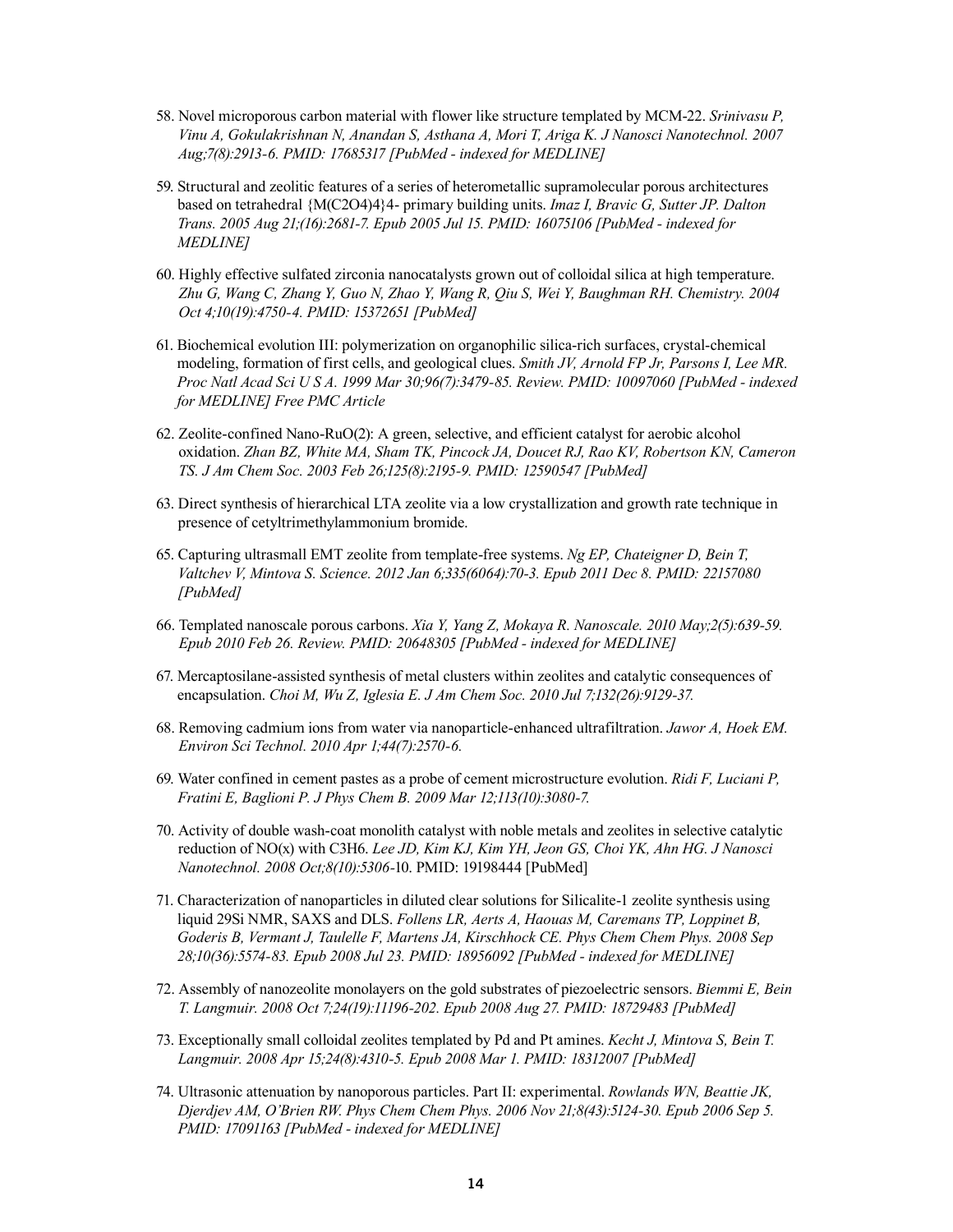58. Novel microporous carbon material with flower like structure templated by MCM-22. *Srinivasu P, Vinu A, Gokulakrishnan N, Anandan S, Asthana A, Mori T, Ariga K. J Nanosci Nanotechnol. 2007 Aug;7(8):2913-6. PMID: 17685317 [PubMed - indexed for MEDLINE]*

59. Structural and zeolitic features of a series of heterometallic supramolecular porous architectures based on tetrahedral {M(C2O4)4}4- primary building units. *Imaz I, Bravic G, Sutter JP. Dalton Trans. 2005 Aug 21;(16):2681-7. Epub 2005 Jul 15. PMID: 16075106 [PubMed - indexed for MEDLINE]*

60. Highly effective sulfated zirconia nanocatalysts grown out of colloidal silica at high temperature. *Zhu G, Wang C, Zhang Y, Guo N, Zhao Y, Wang R, Qiu S, Wei Y, Baughman RH. Chemistry. 2004 Oct 4;10(19):4750-4. PMID: 15372651 [PubMed]*

61. Biochemical evolution III: polymerization on organophilic silica-rich surfaces, crystal-chemical modeling, formation of first cells, and geological clues. *Smith JV, Arnold FP Jr, Parsons I, Lee MR. Proc Natl Acad Sci U S A. 1999 Mar 30;96(7):3479-85. Review. PMID: 10097060 [PubMed - indexed for MEDLINE] Free PMC Article*

62. Zeolite-confined Nano-RuO(2): A green, selective, and efficient catalyst for aerobic alcohol oxidation. *Zhan BZ, White MA, Sham TK, Pincock JA, Doucet RJ, Rao KV, Robertson KN, Cameron TS. J Am Chem Soc. 2003 Feb 26;125(8):2195-9. PMID: 12590547 [PubMed]*

63. Direct synthesis of hierarchical LTA zeolite via a low crystallization and growth rate technique in presence of cetyltrimethylammonium bromide.

65. Capturing ultrasmall EMT zeolite from template-free systems. *Ng EP, Chateigner D, Bein T, Valtchev V, Mintova S. Science. 2012 Jan 6;335(6064):70-3. Epub 2011 Dec 8. PMID: 22157080 [PubMed]*

66. Templated nanoscale porous carbons. *Xia Y, Yang Z, Mokaya R. Nanoscale. 2010 May;2(5):639-59. Epub 2010 Feb 26. Review. PMID: 20648305 [PubMed - indexed for MEDLINE]*

67. Mercaptosilane-assisted synthesis of metal clusters within zeolites and catalytic consequences of encapsulation. *Choi M, Wu Z, Iglesia E. J Am Chem Soc. 2010 Jul 7;132(26):9129-37.*

68. Removing cadmium ions from water via nanoparticle-enhanced ultrafiltration. *Jawor A, Hoek EM. Environ Sci Technol. 2010 Apr 1;44(7):2570-6.*

69. Water confined in cement pastes as a probe of cement microstructure evolution. *Ridi F, Luciani P, Fratini E, Baglioni P. J Phys Chem B. 2009 Mar 12;113(10):3080-7.*

70. Activity of double wash-coat monolith catalyst with noble metals and zeolites in selective catalytic reduction of NO(x) with C3H6. *Lee JD, Kim KJ, Kim YH, Jeon GS, Choi YK, Ahn HG. J Nanosci Nanotechnol. 2008 Oct;8(10):5306-*10. PMID: 19198444 [PubMed]

71. Characterization of nanoparticles in diluted clear solutions for Silicalite-1 zeolite synthesis using liquid 29Si NMR, SAXS and DLS. *Follens LR, Aerts A, Haouas M, Caremans TP, Loppinet B, Goderis B, Vermant J, Taulelle F, Martens JA, Kirschhock CE. Phys Chem Chem Phys. 2008 Sep 28;10(36):5574-83. Epub 2008 Jul 23. PMID: 18956092 [PubMed - indexed for MEDLINE]*

72. Assembly of nanozeolite monolayers on the gold substrates of piezoelectric sensors. *Biemmi E, Bein T. Langmuir. 2008 Oct 7;24(19):11196-202. Epub 2008 Aug 27. PMID: 18729483 [PubMed]*

73. Exceptionally small colloidal zeolites templated by Pd and Pt amines. *Kecht J, Mintova S, Bein T. Langmuir. 2008 Apr 15;24(8):4310-5. Epub 2008 Mar 1. PMID: 18312007 [PubMed]*

74. Ultrasonic attenuation by nanoporous particles. Part II: experimental. *Rowlands WN, Beattie JK, Djerdjev AM, O'Brien RW. Phys Chem Chem Phys. 2006 Nov 21;8(43):5124-30. Epub 2006 Sep 5. PMID: 17091163 [PubMed - indexed for MEDLINE]*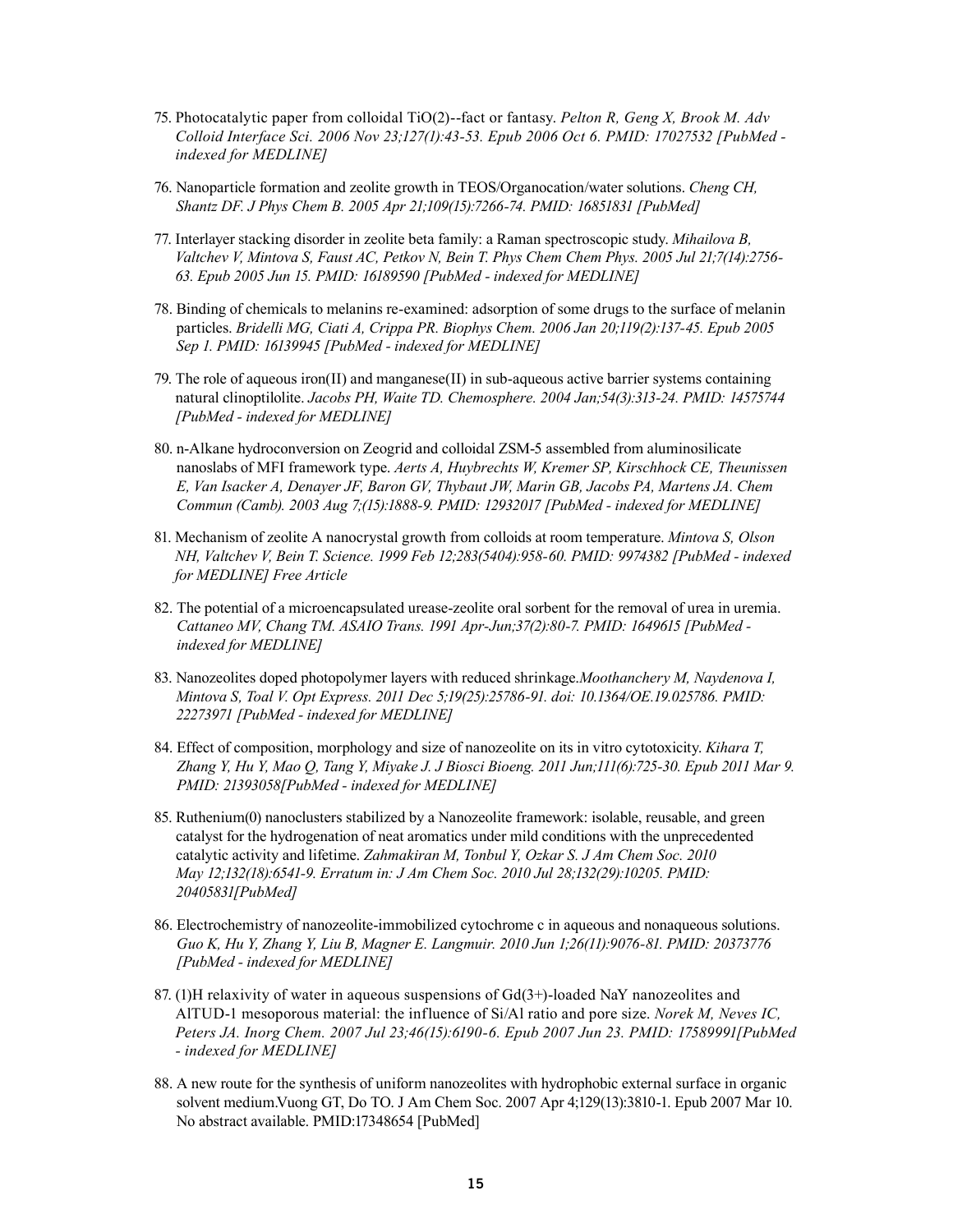75. Photocatalytic paper from colloidal TiO(2)--fact or fantasy. *Pelton R, Geng X, Brook M. Adv Colloid Interface Sci. 2006 Nov 23;127(1):43-53. Epub 2006 Oct 6. PMID: 17027532 [PubMed - indexed for MEDLINE]*

76. Nanoparticle formation and zeolite growth in TEOS/Organocation/water solutions. *Cheng CH, Shantz DF. J Phys Chem B. 2005 Apr 21;109(15):7266-74. PMID: 16851831 [PubMed]*

77. Interlayer stacking disorder in zeolite beta family: a Raman spectroscopic study. *Mihailova B, Valtchev V, Mintova S, Faust AC, Petkov N, Bein T. Phys Chem Chem Phys. 2005 Jul 21;7(14):2756-63. Epub 2005 Jun 15. PMID: 16189590 [PubMed - indexed for MEDLINE]*

78. Binding of chemicals to melanins re-examined: adsorption of some drugs to the surface of melanin particles. *Bridelli MG, Ciati A, Crippa PR. Biophys Chem. 2006 Jan 20;119(2):137-45. Epub 2005 Sep 1. PMID: 16139945 [PubMed - indexed for MEDLINE]*

79. The role of aqueous iron(II) and manganese(II) in sub-aqueous active barrier systems containing natural clinoptilolite. *Jacobs PH, Waite TD. Chemosphere. 2004 Jan;54(3):313-24. PMID: 14575744 [PubMed - indexed for MEDLINE]*

80. n-Alkane hydroconversion on Zeogrid and colloidal ZSM-5 assembled from aluminosilicate nanoslabs of MFI framework type. *Aerts A, Huybrechts W, Kremer SP, Kirschhock CE, Theunissen E, Van Isacker A, Denayer JF, Baron GV, Thybaut JW, Marin GB, Jacobs PA, Martens JA. Chem Commun (Camb). 2003 Aug 7;(15):1888-9. PMID: 12932017 [PubMed - indexed for MEDLINE]*

81. Mechanism of zeolite A nanocrystal growth from colloids at room temperature. *Mintova S, Olson NH, Valtchev V, Bein T. Science. 1999 Feb 12;283(5404):958-60. PMID: 9974382 [PubMed - indexed for MEDLINE] Free Article*

82. The potential of a microencapsulated urease-zeolite oral sorbent for the removal of urea in uremia. *Cattaneo MV, Chang TM. ASAIO Trans. 1991 Apr-Jun;37(2):80-7. PMID: 1649615 [PubMed - indexed for MEDLINE]*

83. Nanozeolites doped photopolymer layers with reduced shrinkage.*Moothanchery M, Naydenova I, Mintova S, Toal V. Opt Express. 2011 Dec 5;19(25):25786-91. doi: 10.1364/OE.19.025786. PMID: 22273971 [PubMed - indexed for MEDLINE]*

84. Effect of composition, morphology and size of nanozeolite on its in vitro cytotoxicity. *Kihara T, Zhang Y, Hu Y, Mao Q, Tang Y, Miyake J. J Biosci Bioeng. 2011 Jun;111(6):725-30. Epub 2011 Mar 9. PMID: 21393058[PubMed - indexed for MEDLINE]*

85. Ruthenium(0) nanoclusters stabilized by a Nanozeolite framework: isolable, reusable, and green catalyst for the hydrogenation of neat aromatics under mild conditions with the unprecedented catalytic activity and lifetime. *Zahmakiran M, Tonbul Y, Ozkar S. J Am Chem Soc. 2010 May 12;132(18):6541-9. Erratum in: J Am Chem Soc. 2010 Jul 28;132(29):10205. PMID: 20405831[PubMed]*

86. Electrochemistry of nanozeolite-immobilized cytochrome c in aqueous and nonaqueous solutions. *Guo K, Hu Y, Zhang Y, Liu B, Magner E. Langmuir. 2010 Jun 1;26(11):9076-81. PMID: 20373776 [PubMed - indexed for MEDLINE]*

87. (1)H relaxivity of water in aqueous suspensions of Gd(3+)-loaded NaY nanozeolites and AlTUD-1 mesoporous material: the influence of Si/Al ratio and pore size. *Norek M, Neves IC, Peters JA. Inorg Chem. 2007 Jul 23;46(15):6190-6. Epub 2007 Jun 23. PMID: 17589991[PubMed - indexed for MEDLINE]*

88. A new route for the synthesis of uniform nanozeolites with hydrophobic external surface in organic solvent medium.Vuong GT, Do TO. J Am Chem Soc. 2007 Apr 4;129(13):3810-1. Epub 2007 Mar 10. No abstract available. PMID:17348654 [PubMed]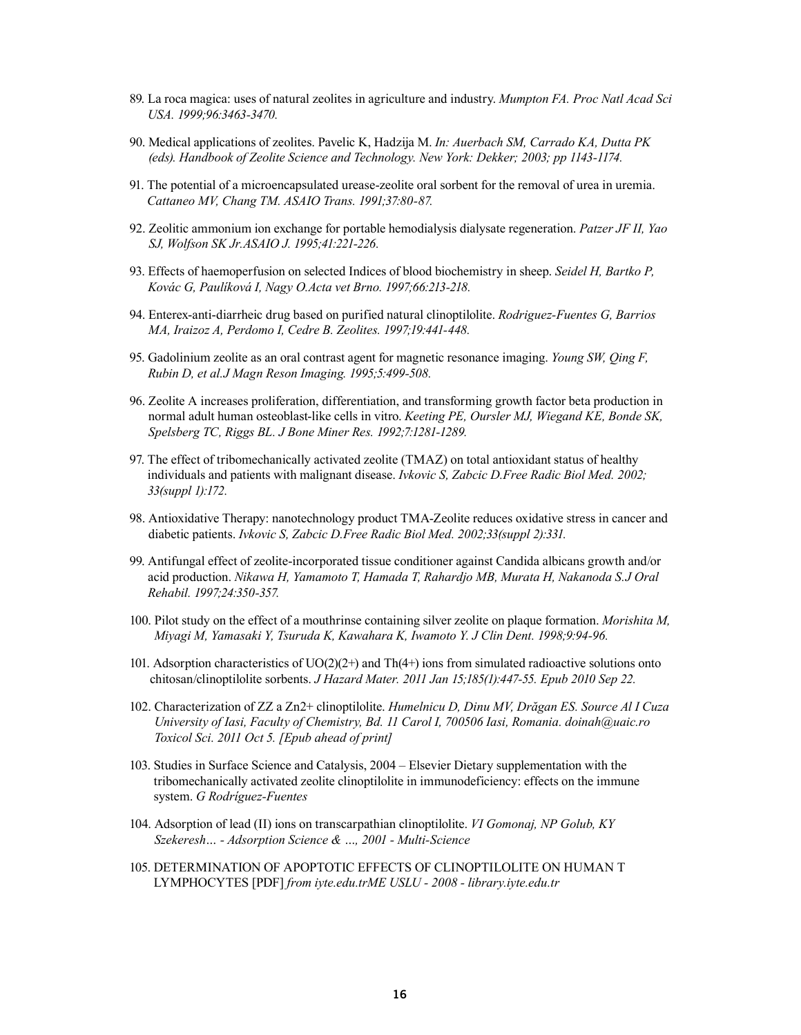89. La roca magica: uses of natural zeolites in agriculture and industry. *Mumpton FA. Proc Natl Acad Sci USA. 1999;96:3463-3470.*

90. Medical applications of zeolites. Pavelic K, Hadzija M. *In: Auerbach SM, Carrado KA, Dutta PK (eds). Handbook of Zeolite Science and Technology. New York: Dekker; 2003; pp 1143-1174.*

91. The potential of a microencapsulated urease-zeolite oral sorbent for the removal of urea in uremia. *Cattaneo MV, Chang TM. ASAIO Trans. 1991;37:80-87.*

92. Zeolitic ammonium ion exchange for portable hemodialysis dialysate regeneration. *Patzer JF II, Yao SJ, Wolfson SK Jr.ASAIO J. 1995;41:221-226.*

93. Effects of haemoperfusion on selected Indices of blood biochemistry in sheep. *Seidel H, Bartko P, Kovác G, Paulíková I, Nagy O.Acta vet Brno. 1997;66:213-218.*

94. Enterex-anti-diarrheic drug based on purified natural clinoptilolite. *Rodriguez-Fuentes G, Barrios MA, Iraizoz A, Perdomo I, Cedre B. Zeolites. 1997;19:441-448.*

95. Gadolinium zeolite as an oral contrast agent for magnetic resonance imaging. *Young SW, Qing F, Rubin D, et al.J Magn Reson Imaging. 1995;5:499-508.*

96. Zeolite A increases proliferation, differentiation, and transforming growth factor beta production in normal adult human osteoblast-like cells in vitro. *Keeting PE, Oursler MJ, Wiegand KE, Bonde SK, Spelsberg TC, Riggs BL. J Bone Miner Res. 1992;7:1281-1289.*

97. The effect of tribomechanically activated zeolite (TMAZ) on total antioxidant status of healthy individuals and patients with malignant disease. *Ivkovic S, Zabcic D.Free Radic Biol Med. 2002; 33(suppl 1):172.*

98. Antioxidative Therapy: nanotechnology product TMA-Zeolite reduces oxidative stress in cancer and diabetic patients. *Ivkovic S, Zabcic D.Free Radic Biol Med. 2002;33(suppl 2):331.*

99. Antifungal effect of zeolite-incorporated tissue conditioner against Candida albicans growth and/or acid production. *Nikawa H, Yamamoto T, Hamada T, Rahardjo MB, Murata H, Nakanoda S.J Oral Rehabil. 1997;24:350-357.*

100. Pilot study on the effect of a mouthrinse containing silver zeolite on plaque formation. *Morishita M, Miyagi M, Yamasaki Y, Tsuruda K, Kawahara K, Iwamoto Y. J Clin Dent. 1998;9:94-96.*

101. Adsorption characteristics of UO(2)(2+) and Th(4+) ions from simulated radioactive solutions onto chitosan/clinoptilolite sorbents. *J Hazard Mater. 2011 Jan 15;185(1):447-55. Epub 2010 Sep 22.*

102. Characterization of ZZ a Zn2+ clinoptilolite. *Humelnicu D, Dinu MV, Drăgan ES. Source Al I Cuza University of Iasi, Faculty of Chemistry, Bd. 11 Carol I, 700506 Iasi, Romania. doinah@uaic.ro Toxicol Sci. 2011 Oct 5. [Epub ahead of print]*

103. Studies in Surface Science and Catalysis, 2004 – Elsevier Dietary supplementation with the tribomechanically activated zeolite clinoptilolite in immunodeficiency: effects on the immune system. *G Rodríguez-Fuentes*

104. Adsorption of lead (II) ions on transcarpathian clinoptilolite. *VI Gomonaj, NP Golub, KY Szekeresh… - Adsorption Science & …, 2001 - Multi-Science*

105. DETERMINATION OF APOPTOTIC EFFECTS OF CLINOPTILOLITE ON HUMAN T LYMPHOCYTES [PDF] *from iyte.edu.trME USLU - 2008 - library.iyte.edu.tr*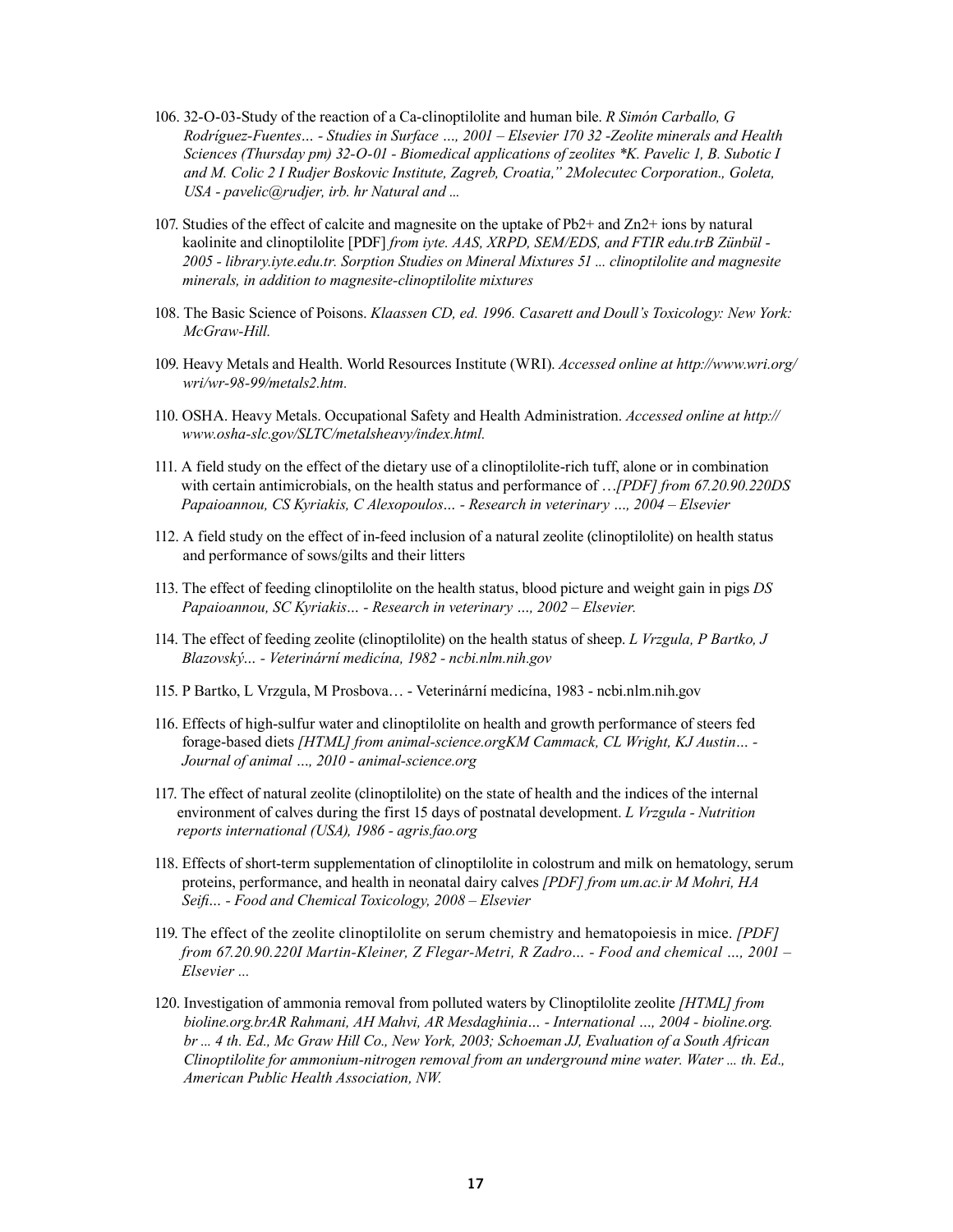106. 32-O-03-Study of the reaction of a Ca-clinoptilolite and human bile. *R Simón Carballo, G Rodríguez-Fuentes… - Studies in Surface …, 2001 – Elsevier 170 32 -Zeolite minerals and Health Sciences (Thursday pm) 32-O-01 - Biomedical applications of zeolites \*K. Pavelic 1, B. Subotic I and M. Colic 2 I Rudjer Boskovic Institute, Zagreb, Croatia," 2Molecutec Corporation., Goleta, USA - pavelic@rudjer, irb. hr Natural and ...*

107. Studies of the effect of calcite and magnesite on the uptake of $Pb^{2+}$ and $Zn^{2+}$ ions by natural kaolinite and clinoptilolite [PDF] *from iyte. AAS, XRPD, SEM/EDS, and FTIR edu.trB Zünbül - 2005 - library.iyte.edu.tr. Sorption Studies on Mineral Mixtures 51 ... clinoptilolite and magnesite minerals, in addition to magnesite-clinoptilolite mixtures*

108. The Basic Science of Poisons. *Klaassen CD, ed. 1996. Casarett and Doull's Toxicology: New York: McGraw-Hill.*

109. Heavy Metals and Health. World Resources Institute (WRI). *Accessed online at http://www.wri.org/wri/wr-98-99/metals2.htm.*

110. OSHA. Heavy Metals. Occupational Safety and Health Administration. *Accessed online at http://www.osha-slc.gov/SLTC/metalsheavy/index.html.*

111. A field study on the effect of the dietary use of a clinoptilolite-rich tuff, alone or in combination with certain antimicrobials, on the health status and performance of …*[PDF] from 67.20.90.220DS Papaioannou, CS Kyriakis, C Alexopoulos… - Research in veterinary …, 2004 – Elsevier*

112. A field study on the effect of in-feed inclusion of a natural zeolite (clinoptilolite) on health status and performance of sows/gilts and their litters

113. The effect of feeding clinoptilolite on the health status, blood picture and weight gain in pigs *DS Papaioannou, SC Kyriakis… - Research in veterinary …, 2002 – Elsevier.*

114. The effect of feeding zeolite (clinoptilolite) on the health status of sheep. *L Vrzgula, P Bartko, J Blazovský… - Veterinární medicína, 1982 - ncbi.nlm.nih.gov*

115. P Bartko, L Vrzgula, M Prosbova… - Veterinární medicína, 1983 - ncbi.nlm.nih.gov

116. Effects of high-sulfur water and clinoptilolite on health and growth performance of steers fed forage-based diets *[HTML] from animal-science.orgKM Cammack, CL Wright, KJ Austin… - Journal of animal …, 2010 - animal-science.org*

117. The effect of natural zeolite (clinoptilolite) on the state of health and the indices of the internal environment of calves during the first 15 days of postnatal development. *L Vrzgula - Nutrition reports international (USA), 1986 - agris.fao.org*

118. Effects of short-term supplementation of clinoptilolite in colostrum and milk on hematology, serum proteins, performance, and health in neonatal dairy calves *[PDF] from um.ac.ir M Mohri, HA Seifi… - Food and Chemical Toxicology, 2008 – Elsevier*

119. The effect of the zeolite clinoptilolite on serum chemistry and hematopoiesis in mice. *[PDF] from 67.20.90.220I Martin-Kleiner, Z Flegar-Metri, R Zadro… - Food and chemical …, 2001 – Elsevier ...*

120. Investigation of ammonia removal from polluted waters by Clinoptilolite zeolite *[HTML] from bioline.org.brAR Rahmani, AH Mahvi, AR Mesdaghinia… - International …, 2004 - bioline.org.br ... 4 th. Ed., Mc Graw Hill Co., New York, 2003; Schoeman JJ, Evaluation of a South African Clinoptilolite for ammonium-nitrogen removal from an underground mine water. Water ... th. Ed., American Public Health Association, NW.*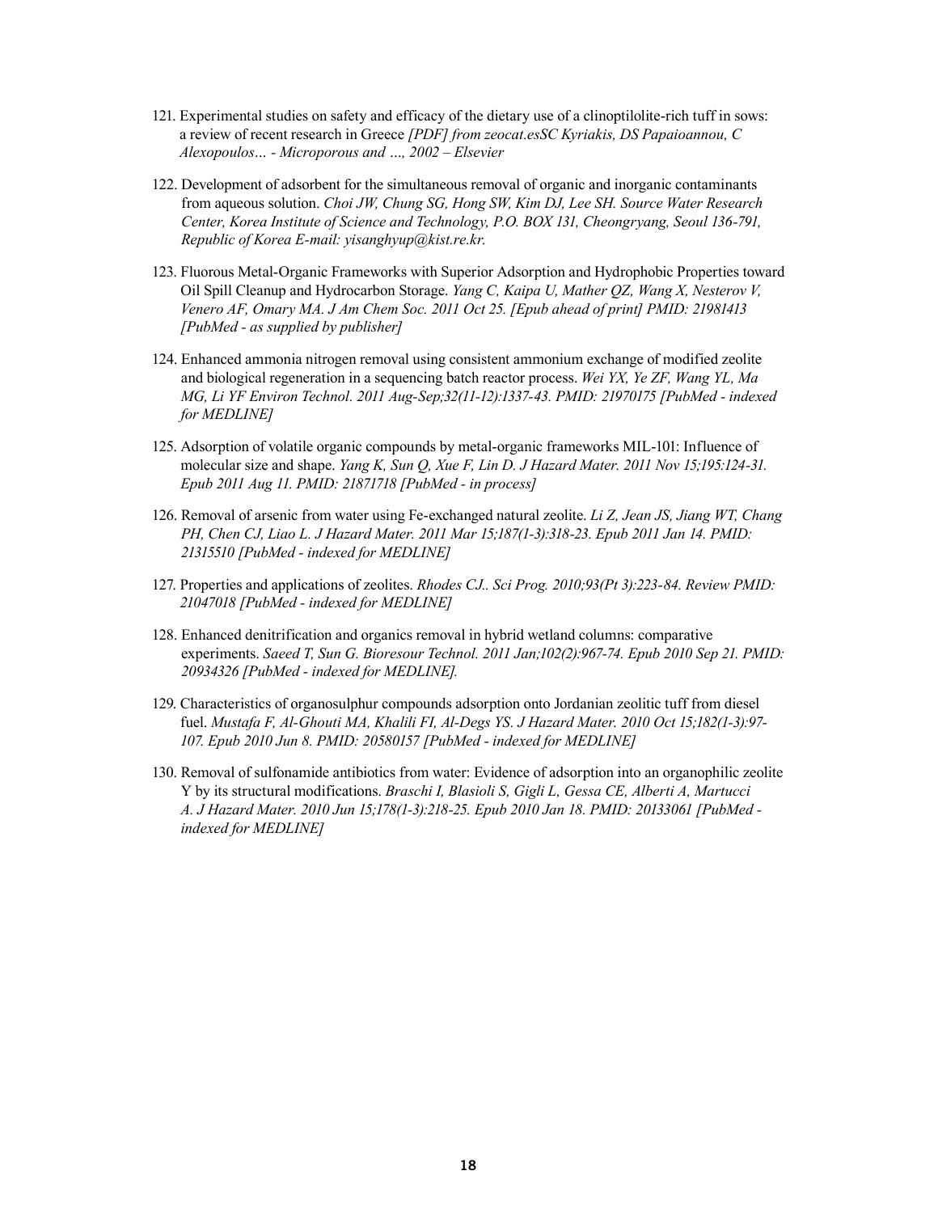121. Experimental studies on safety and efficacy of the dietary use of a clinoptilolite-rich tuff in sows: a review of recent research in Greece *[PDF] from zeocat.esSC Kyriakis, DS Papaioannou, C Alexopoulos… - Microporous and …, 2002 – Elsevier*

122. Development of adsorbent for the simultaneous removal of organic and inorganic contaminants from aqueous solution. *Choi JW, Chung SG, Hong SW, Kim DJ, Lee SH. Source Water Research Center, Korea Institute of Science and Technology, P.O. BOX 131, Cheongryang, Seoul 136-791, Republic of Korea E-mail: yisanghyup@kist.re.kr.*

123. Fluorous Metal-Organic Frameworks with Superior Adsorption and Hydrophobic Properties toward Oil Spill Cleanup and Hydrocarbon Storage. *Yang C, Kaipa U, Mather QZ, Wang X, Nesterov V, Venero AF, Omary MA. J Am Chem Soc. 2011 Oct 25. [Epub ahead of print] PMID: 21981413 [PubMed - as supplied by publisher]*

124. Enhanced ammonia nitrogen removal using consistent ammonium exchange of modified zeolite and biological regeneration in a sequencing batch reactor process. *Wei YX, Ye ZF, Wang YL, Ma MG, Li YF Environ Technol. 2011 Aug-Sep;32(11-12):1337-43. PMID: 21970175 [PubMed - indexed for MEDLINE]*

125. Adsorption of volatile organic compounds by metal-organic frameworks MIL-101: Influence of molecular size and shape. *Yang K, Sun Q, Xue F, Lin D. J Hazard Mater. 2011 Nov 15;195:124-31. Epub 2011 Aug 11. PMID: 21871718 [PubMed - in process]*

126. Removal of arsenic from water using Fe-exchanged natural zeolite. *Li Z, Jean JS, Jiang WT, Chang PH, Chen CJ, Liao L. J Hazard Mater. 2011 Mar 15;187(1-3):318-23. Epub 2011 Jan 14. PMID: 21315510 [PubMed - indexed for MEDLINE]*

127. Properties and applications of zeolites. *Rhodes CJ.. Sci Prog. 2010;93(Pt 3):223-84. Review PMID: 21047018 [PubMed - indexed for MEDLINE]*

128. Enhanced denitrification and organics removal in hybrid wetland columns: comparative experiments. *Saeed T, Sun G. Bioresour Technol. 2011 Jan;102(2):967-74. Epub 2010 Sep 21. PMID: 20934326 [PubMed - indexed for MEDLINE].*

129. Characteristics of organosulphur compounds adsorption onto Jordanian zeolitic tuff from diesel fuel. *Mustafa F, Al-Ghouti MA, Khalili FI, Al-Degs YS. J Hazard Mater. 2010 Oct 15;182(1-3):97-107. Epub 2010 Jun 8. PMID: 20580157 [PubMed - indexed for MEDLINE]*

130. Removal of sulfonamide antibiotics from water: Evidence of adsorption into an organophilic zeolite Y by its structural modifications. *Braschi I, Blasioli S, Gigli L, Gessa CE, Alberti A, Martucci A. J Hazard Mater. 2010 Jun 15;178(1-3):218-25. Epub 2010 Jan 18. PMID: 20133061 [PubMed - indexed for MEDLINE]*